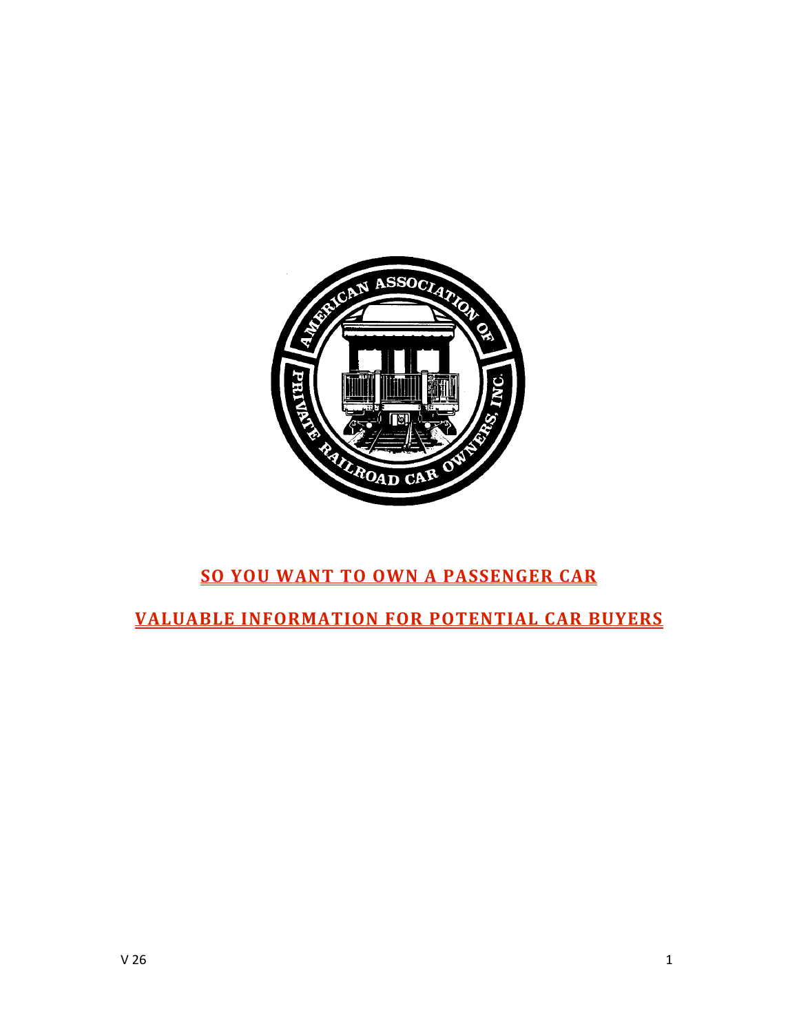# SO YOU WANT TO OWN A PASSENGER CAR

## VALUABLE INFORMATION FOR POTENTIAL CAR BUYERS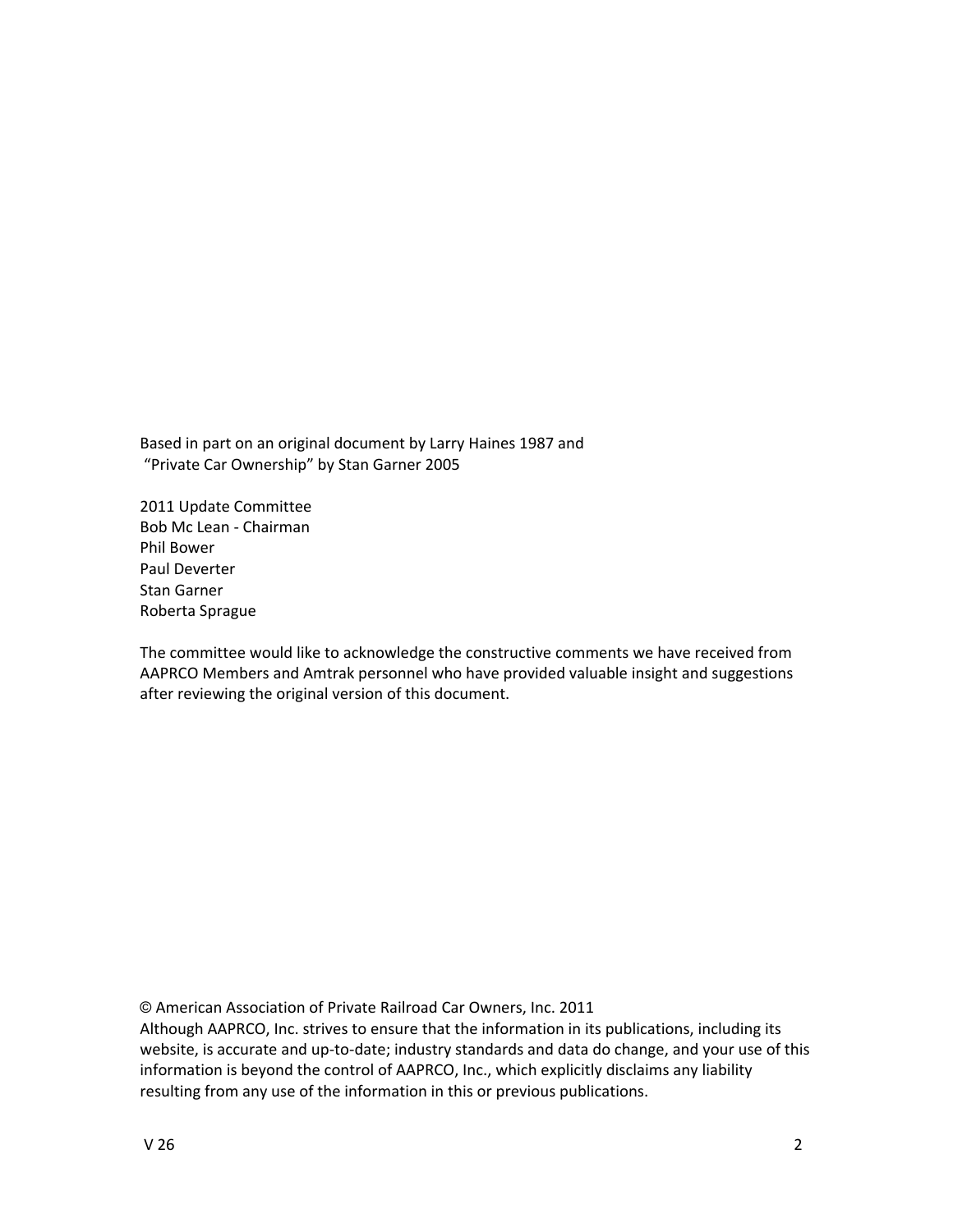Based in part on an original document by Larry Haines 1987 and
"Private Car Ownership" by Stan Garner 2005

2011 Update Committee
Bob Mc Lean - Chairman
Phil Bower
Paul Deverter
Stan Garner
Roberta Sprague

The committee would like to acknowledge the constructive comments we have received from AAPRCO Members and Amtrak personnel who have provided valuable insight and suggestions after reviewing the original version of this document.

© American Association of Private Railroad Car Owners, Inc. 2011
Although AAPRCO, Inc. strives to ensure that the information in its publications, including its website, is accurate and up-to-date; industry standards and data do change, and your use of this information is beyond the control of AAPRCO, Inc., which explicitly disclaims any liability resulting from any use of the information in this or previous publications.

V 26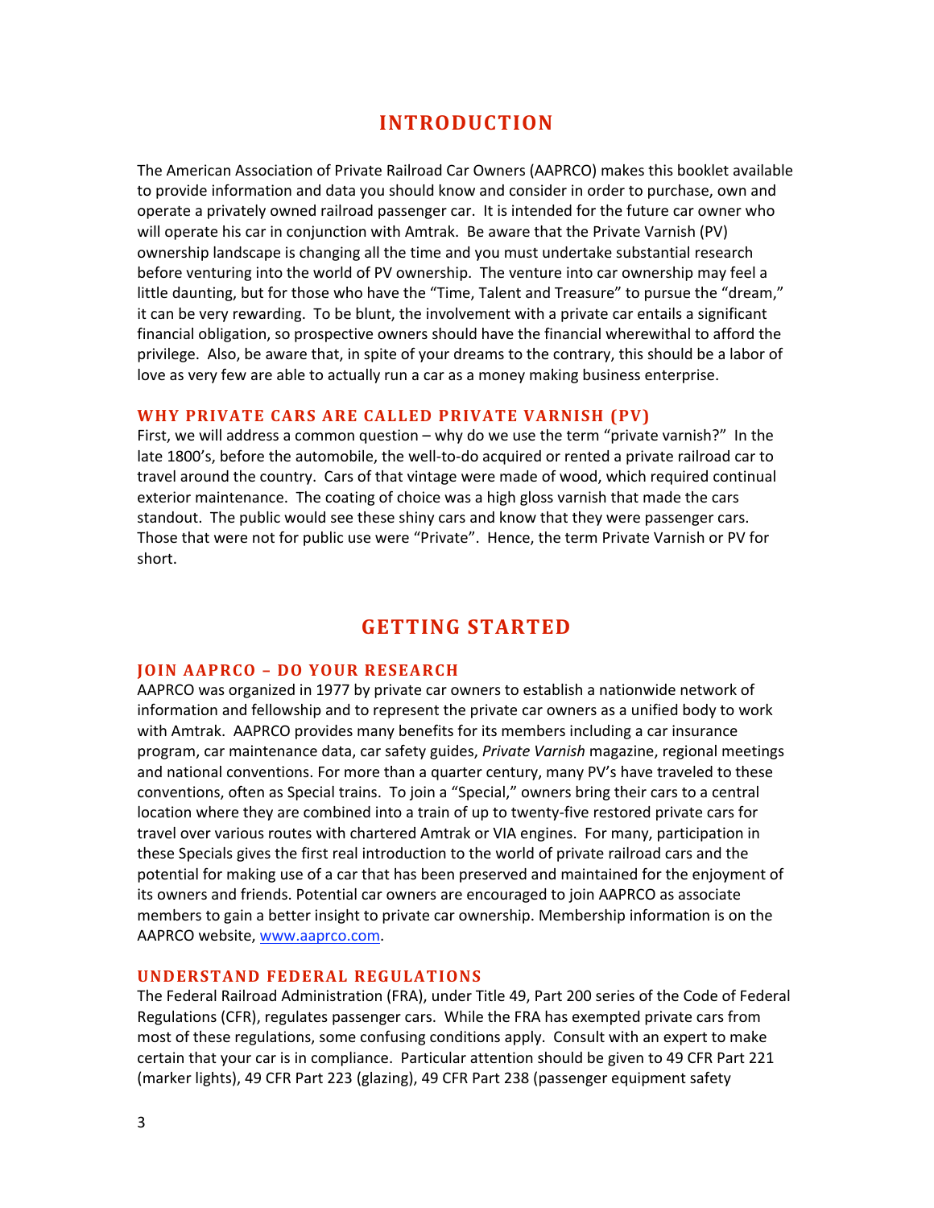# INTRODUCTION

The American Association of Private Railroad Car Owners (AAPRCO) makes this booklet available to provide information and data you should know and consider in order to purchase, own and operate a privately owned railroad passenger car. It is intended for the future car owner who will operate his car in conjunction with Amtrak. Be aware that the Private Varnish (PV) ownership landscape is changing all the time and you must undertake substantial research before venturing into the world of PV ownership. The venture into car ownership may feel a little daunting, but for those who have the "Time, Talent and Treasure" to pursue the "dream," it can be very rewarding. To be blunt, the involvement with a private car entails a significant financial obligation, so prospective owners should have the financial wherewithal to afford the privilege. Also, be aware that, in spite of your dreams to the contrary, this should be a labor of love as very few are able to actually run a car as a money making business enterprise.

### WHY PRIVATE CARS ARE CALLED PRIVATE VARNISH (PV)

First, we will address a common question – why do we use the term "private varnish?" In the late 1800's, before the automobile, the well-to-do acquired or rented a private railroad car to travel around the country. Cars of that vintage were made of wood, which required continual exterior maintenance. The coating of choice was a high gloss varnish that made the cars standout. The public would see these shiny cars and know that they were passenger cars. Those that were not for public use were "Private". Hence, the term Private Varnish or PV for short.

# GETTING STARTED

### JOIN AAPRCO – DO YOUR RESEARCH

AAPRCO was organized in 1977 by private car owners to establish a nationwide network of information and fellowship and to represent the private car owners as a unified body to work with Amtrak. AAPRCO provides many benefits for its members including a car insurance program, car maintenance data, car safety guides, *Private Varnish* magazine, regional meetings and national conventions. For more than a quarter century, many PV's have traveled to these conventions, often as Special trains. To join a "Special," owners bring their cars to a central location where they are combined into a train of up to twenty-five restored private cars for travel over various routes with chartered Amtrak or VIA engines. For many, participation in these Specials gives the first real introduction to the world of private railroad cars and the potential for making use of a car that has been preserved and maintained for the enjoyment of its owners and friends. Potential car owners are encouraged to join AAPRCO as associate members to gain a better insight to private car ownership. Membership information is on the AAPRCO website, [www.aaprco.com](http://www.aaprco.com).

### UNDERSTAND FEDERAL REGULATIONS

The Federal Railroad Administration (FRA), under Title 49, Part 200 series of the Code of Federal Regulations (CFR), regulates passenger cars. While the FRA has exempted private cars from most of these regulations, some confusing conditions apply. Consult with an expert to make certain that your car is in compliance. Particular attention should be given to 49 CFR Part 221 (marker lights), 49 CFR Part 223 (glazing), 49 CFR Part 238 (passenger equipment safety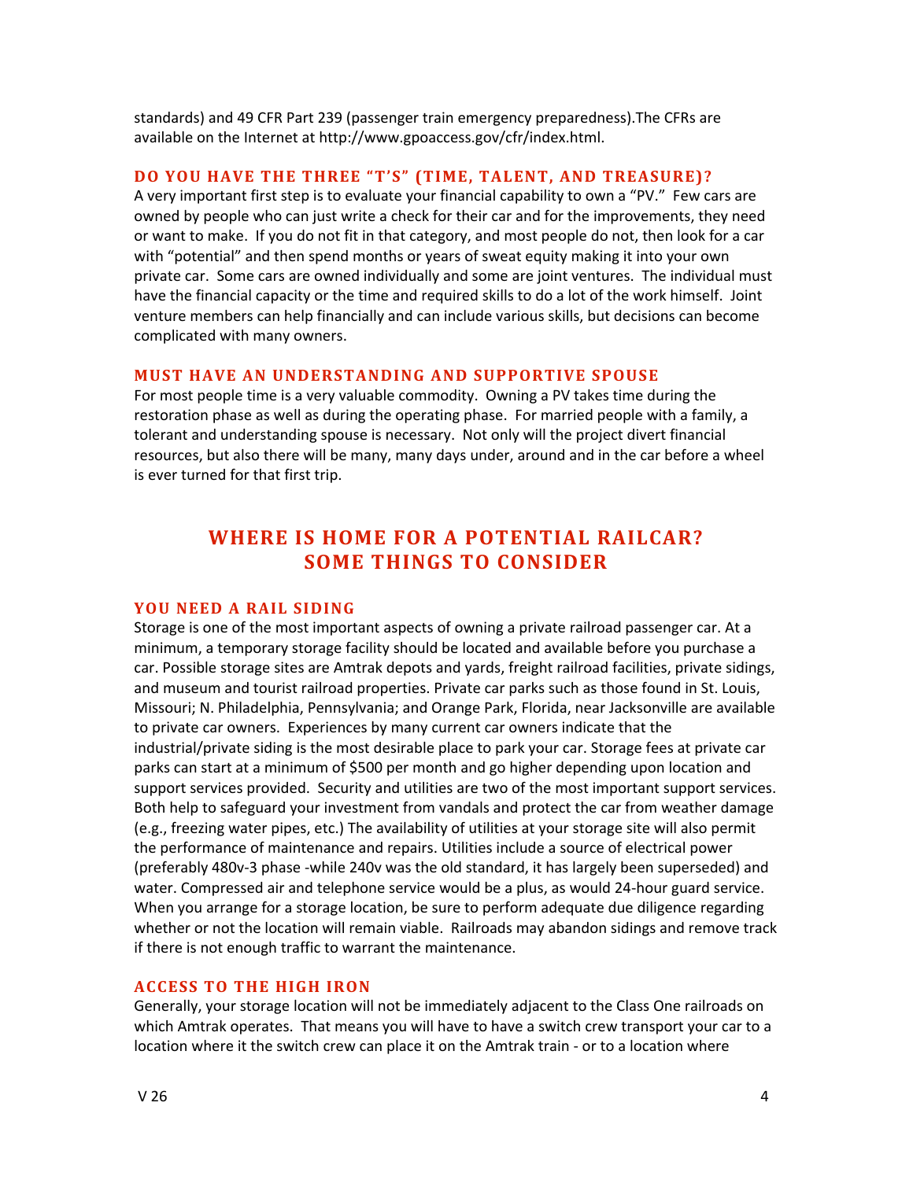standards) and 49 CFR Part 239 (passenger train emergency preparedness).The CFRs are available on the Internet at http://www.gpoaccess.gov/cfr/index.html.

### DO YOU HAVE THE THREE "T'S" (TIME, TALENT, AND TREASURE)?

A very important first step is to evaluate your financial capability to own a "PV." Few cars are owned by people who can just write a check for their car and for the improvements, they need or want to make. If you do not fit in that category, and most people do not, then look for a car with "potential" and then spend months or years of sweat equity making it into your own private car. Some cars are owned individually and some are joint ventures. The individual must have the financial capacity or the time and required skills to do a lot of the work himself. Joint venture members can help financially and can include various skills, but decisions can become complicated with many owners.

### MUST HAVE AN UNDERSTANDING AND SUPPORTIVE SPOUSE

For most people time is a very valuable commodity. Owning a PV takes time during the restoration phase as well as during the operating phase. For married people with a family, a tolerant and understanding spouse is necessary. Not only will the project divert financial resources, but also there will be many, many days under, around and in the car before a wheel is ever turned for that first trip.

## WHERE IS HOME FOR A POTENTIAL RAILCAR? SOME THINGS TO CONSIDER

### YOU NEED A RAIL SIDING

Storage is one of the most important aspects of owning a private railroad passenger car. At a minimum, a temporary storage facility should be located and available before you purchase a car. Possible storage sites are Amtrak depots and yards, freight railroad facilities, private sidings, and museum and tourist railroad properties. Private car parks such as those found in St. Louis, Missouri; N. Philadelphia, Pennsylvania; and Orange Park, Florida, near Jacksonville are available to private car owners. Experiences by many current car owners indicate that the industrial/private siding is the most desirable place to park your car. Storage fees at private car parks can start at a minimum of $500 per month and go higher depending upon location and support services provided. Security and utilities are two of the most important support services. Both help to safeguard your investment from vandals and protect the car from weather damage (e.g., freezing water pipes, etc.) The availability of utilities at your storage site will also permit the performance of maintenance and repairs. Utilities include a source of electrical power (preferably 480v-3 phase -while 240v was the old standard, it has largely been superseded) and water. Compressed air and telephone service would be a plus, as would 24-hour guard service. When you arrange for a storage location, be sure to perform adequate due diligence regarding whether or not the location will remain viable. Railroads may abandon sidings and remove track if there is not enough traffic to warrant the maintenance.

### ACCESS TO THE HIGH IRON

Generally, your storage location will not be immediately adjacent to the Class One railroads on which Amtrak operates. That means you will have to have a switch crew transport your car to a location where it the switch crew can place it on the Amtrak train - or to a location where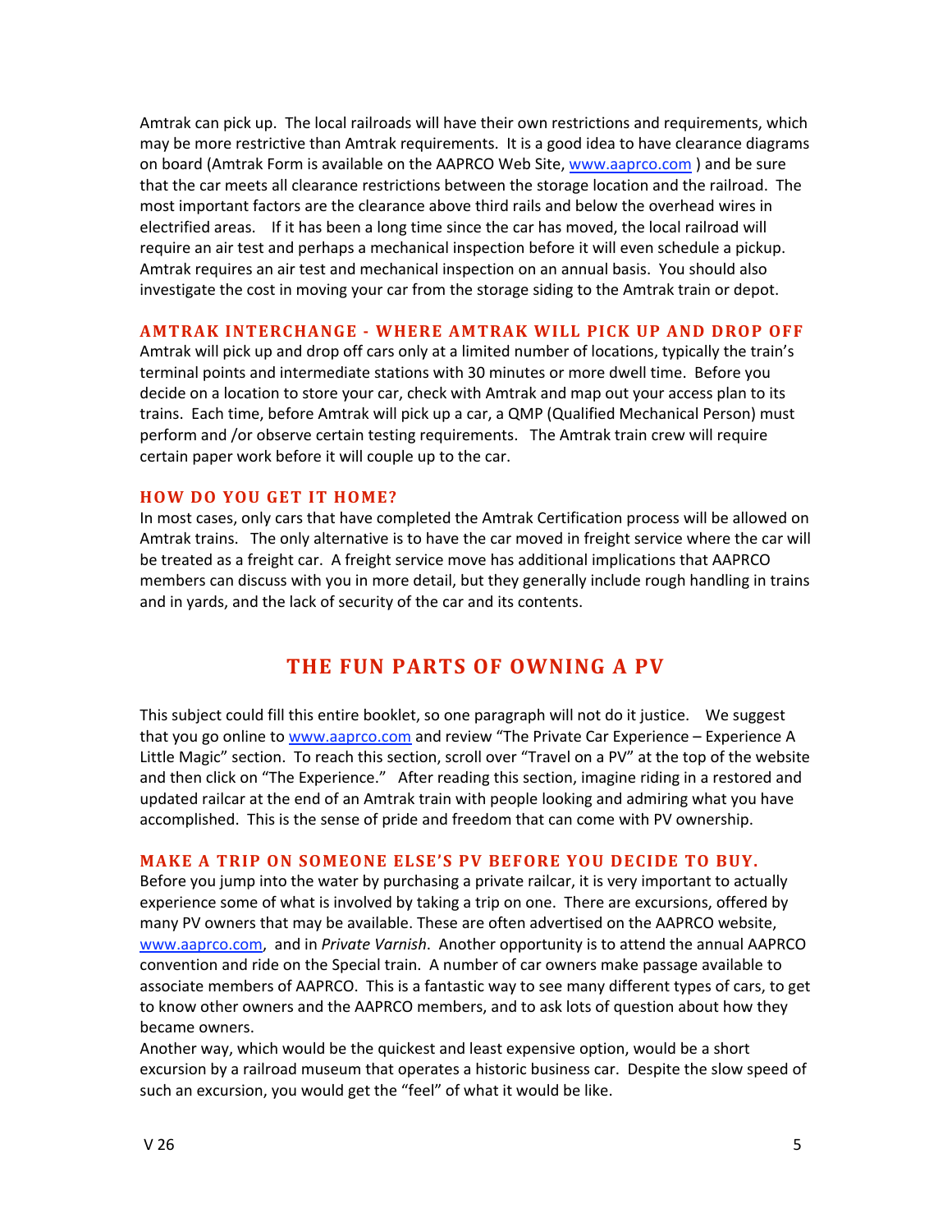Amtrak can pick up. The local railroads will have their own restrictions and requirements, which may be more restrictive than Amtrak requirements. It is a good idea to have clearance diagrams on board (Amtrak Form is available on the AAPRCO Web Site, www.aaprco.com ) and be sure that the car meets all clearance restrictions between the storage location and the railroad. The most important factors are the clearance above third rails and below the overhead wires in electrified areas. If it has been a long time since the car has moved, the local railroad will require an air test and perhaps a mechanical inspection before it will even schedule a pickup. Amtrak requires an air test and mechanical inspection on an annual basis. You should also investigate the cost in moving your car from the storage siding to the Amtrak train or depot.

### AMTRAK INTERCHANGE - WHERE AMTRAK WILL PICK UP AND DROP OFF

Amtrak will pick up and drop off cars only at a limited number of locations, typically the train's terminal points and intermediate stations with 30 minutes or more dwell time. Before you decide on a location to store your car, check with Amtrak and map out your access plan to its trains. Each time, before Amtrak will pick up a car, a QMP (Qualified Mechanical Person) must perform and /or observe certain testing requirements. The Amtrak train crew will require certain paper work before it will couple up to the car.

### HOW DO YOU GET IT HOME?

In most cases, only cars that have completed the Amtrak Certification process will be allowed on Amtrak trains. The only alternative is to have the car moved in freight service where the car will be treated as a freight car. A freight service move has additional implications that AAPRCO members can discuss with you in more detail, but they generally include rough handling in trains and in yards, and the lack of security of the car and its contents.

## THE FUN PARTS OF OWNING A PV

This subject could fill this entire booklet, so one paragraph will not do it justice. We suggest that you go online to www.aaprco.com and review "The Private Car Experience – Experience A Little Magic" section. To reach this section, scroll over "Travel on a PV" at the top of the website and then click on "The Experience." After reading this section, imagine riding in a restored and updated railcar at the end of an Amtrak train with people looking and admiring what you have accomplished. This is the sense of pride and freedom that can come with PV ownership.

### MAKE A TRIP ON SOMEONE ELSE'S PV BEFORE YOU DECIDE TO BUY.

Before you jump into the water by purchasing a private railcar, it is very important to actually experience some of what is involved by taking a trip on one. There are excursions, offered by many PV owners that may be available. These are often advertised on the AAPRCO website, www.aaprco.com, and in *Private Varnish*. Another opportunity is to attend the annual AAPRCO convention and ride on the Special train. A number of car owners make passage available to associate members of AAPRCO. This is a fantastic way to see many different types of cars, to get to know other owners and the AAPRCO members, and to ask lots of question about how they became owners.

Another way, which would be the quickest and least expensive option, would be a short excursion by a railroad museum that operates a historic business car. Despite the slow speed of such an excursion, you would get the "feel" of what it would be like.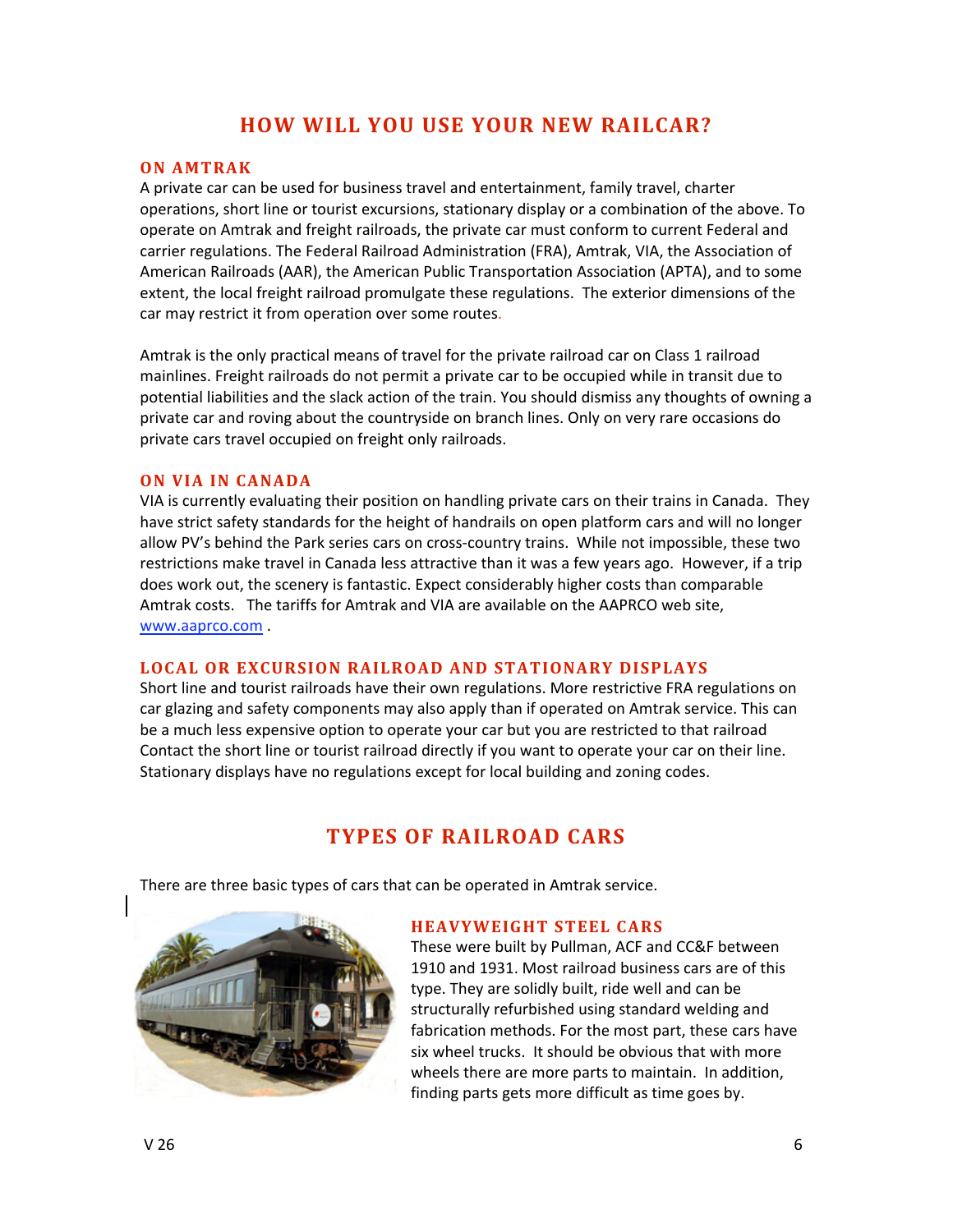# HOW WILL YOU USE YOUR NEW RAILCAR?

## ON AMTRAK

A private car can be used for business travel and entertainment, family travel, charter operations, short line or tourist excursions, stationary display or a combination of the above. To operate on Amtrak and freight railroads, the private car must conform to current Federal and carrier regulations. The Federal Railroad Administration (FRA), Amtrak, VIA, the Association of American Railroads (AAR), the American Public Transportation Association (APTA), and to some extent, the local freight railroad promulgate these regulations. The exterior dimensions of the car may restrict it from operation over some routes.

Amtrak is the only practical means of travel for the private railroad car on Class 1 railroad mainlines. Freight railroads do not permit a private car to be occupied while in transit due to potential liabilities and the slack action of the train. You should dismiss any thoughts of owning a private car and roving about the countryside on branch lines. Only on very rare occasions do private cars travel occupied on freight only railroads.

## ON VIA IN CANADA

VIA is currently evaluating their position on handling private cars on their trains in Canada. They have strict safety standards for the height of handrails on open platform cars and will no longer allow PV's behind the Park series cars on cross-country trains. While not impossible, these two restrictions make travel in Canada less attractive than it was a few years ago. However, if a trip does work out, the scenery is fantastic. Expect considerably higher costs than comparable Amtrak costs. The tariffs for Amtrak and VIA are available on the AAPRCO web site, www.aaprco.com .

## LOCAL OR EXCURSION RAILROAD AND STATIONARY DISPLAYS

Short line and tourist railroads have their own regulations. More restrictive FRA regulations on car glazing and safety components may also apply than if operated on Amtrak service. This can be a much less expensive option to operate your car but you are restricted to that railroad Contact the short line or tourist railroad directly if you want to operate your car on their line. Stationary displays have no regulations except for local building and zoning codes.

# TYPES OF RAILROAD CARS

There are three basic types of cars that can be operated in Amtrak service.

## HEAVYWEIGHT STEEL CARS

These were built by Pullman, ACF and CC&F between 1910 and 1931. Most railroad business cars are of this type. They are solidly built, ride well and can be structurally refurbished using standard welding and fabrication methods. For the most part, these cars have six wheel trucks. It should be obvious that with more wheels there are more parts to maintain. In addition, finding parts gets more difficult as time goes by.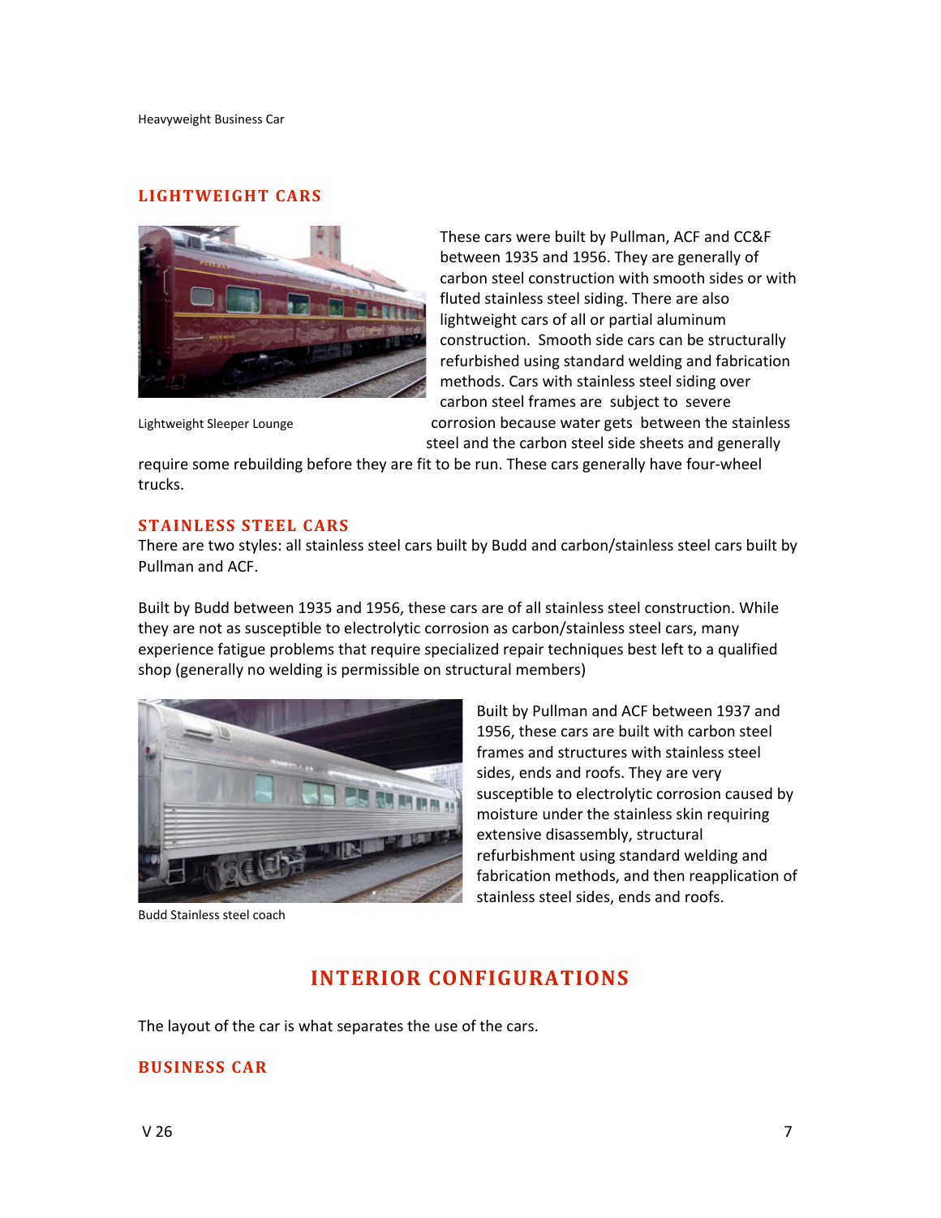Heavyweight Business Car

## LIGHTWEIGHT CARS

Lightweight Sleeper Lounge

These cars were built by Pullman, ACF and CC&F between 1935 and 1956. They are generally of carbon steel construction with smooth sides or with fluted stainless steel siding. There are also lightweight cars of all or partial aluminum construction. Smooth side cars can be structurally refurbished using standard welding and fabrication methods. Cars with stainless steel siding over carbon steel frames are subject to severe corrosion because water gets between the stainless steel and the carbon steel side sheets and generally require some rebuilding before they are fit to be run. These cars generally have four-wheel trucks.

## STAINLESS STEEL CARS

There are two styles: all stainless steel cars built by Budd and carbon/stainless steel cars built by Pullman and ACF.

Built by Budd between 1935 and 1956, these cars are of all stainless steel construction. While they are not as susceptible to electrolytic corrosion as carbon/stainless steel cars, many experience fatigue problems that require specialized repair techniques best left to a qualified shop (generally no welding is permissible on structural members)

Budd Stainless steel coach

Built by Pullman and ACF between 1937 and 1956, these cars are built with carbon steel frames and structures with stainless steel sides, ends and roofs. They are very susceptible to electrolytic corrosion caused by moisture under the stainless skin requiring extensive disassembly, structural refurbishment using standard welding and fabrication methods, and then reapplication of stainless steel sides, ends and roofs.

# INTERIOR CONFIGURATIONS

The layout of the car is what separates the use of the cars.

## BUSINESS CAR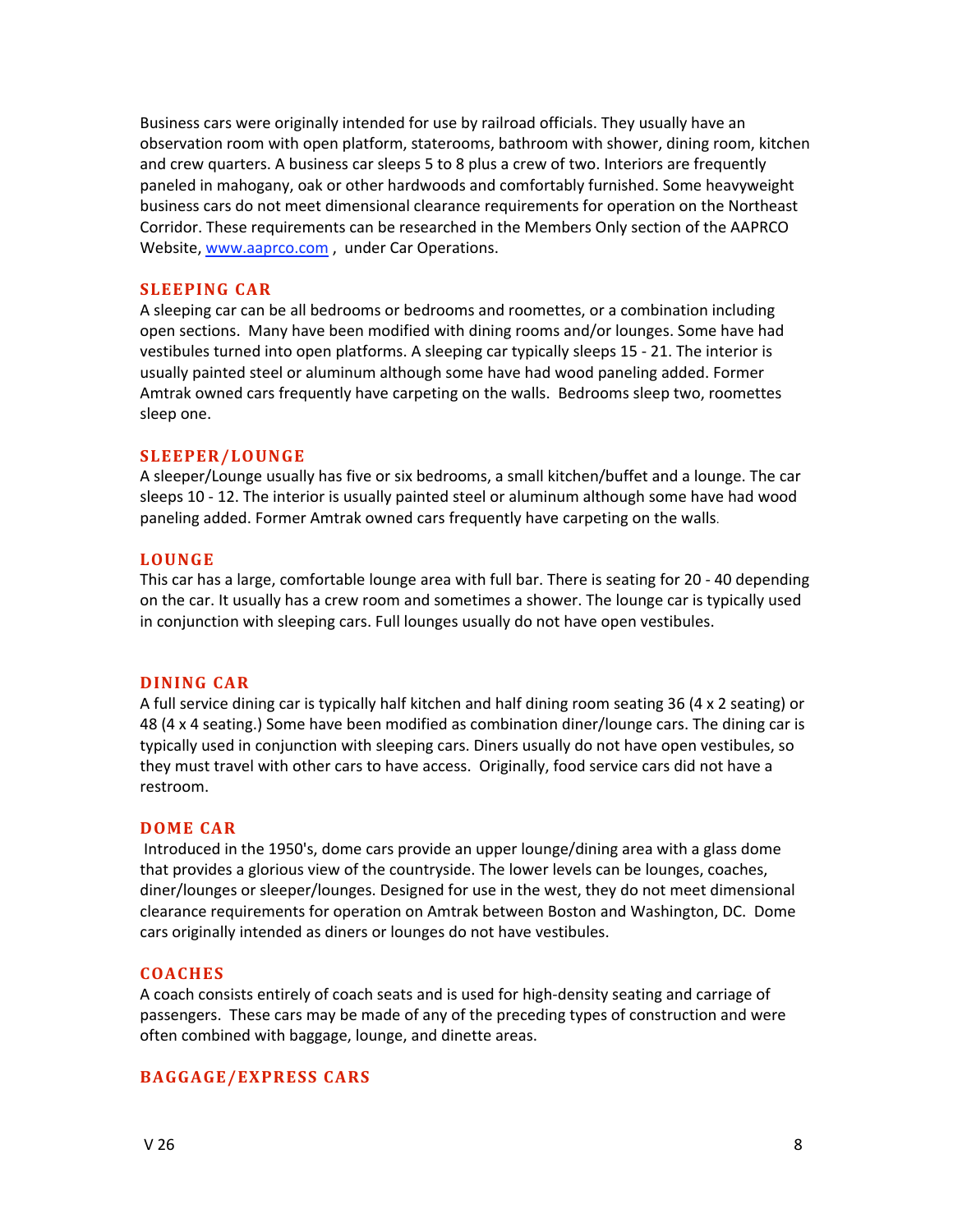Business cars were originally intended for use by railroad officials. They usually have an observation room with open platform, staterooms, bathroom with shower, dining room, kitchen and crew quarters. A business car sleeps 5 to 8 plus a crew of two. Interiors are frequently paneled in mahogany, oak or other hardwoods and comfortably furnished. Some heavyweight business cars do not meet dimensional clearance requirements for operation on the Northeast Corridor. These requirements can be researched in the Members Only section of the AAPRCO Website, [www.aaprco.com](http://www.aaprco.com) , under Car Operations.

## SLEEPING CAR

A sleeping car can be all bedrooms or bedrooms and roomettes, or a combination including open sections. Many have been modified with dining rooms and/or lounges. Some have had vestibules turned into open platforms. A sleeping car typically sleeps 15 - 21. The interior is usually painted steel or aluminum although some have had wood paneling added. Former Amtrak owned cars frequently have carpeting on the walls. Bedrooms sleep two, roomettes sleep one.

## SLEEPER/LOUNGE

A sleeper/Lounge usually has five or six bedrooms, a small kitchen/buffet and a lounge. The car sleeps 10 - 12. The interior is usually painted steel or aluminum although some have had wood paneling added. Former Amtrak owned cars frequently have carpeting on the walls.

## LOUNGE

This car has a large, comfortable lounge area with full bar. There is seating for 20 - 40 depending on the car. It usually has a crew room and sometimes a shower. The lounge car is typically used in conjunction with sleeping cars. Full lounges usually do not have open vestibules.

## DINING CAR

A full service dining car is typically half kitchen and half dining room seating 36 (4 x 2 seating) or 48 (4 x 4 seating.) Some have been modified as combination diner/lounge cars. The dining car is typically used in conjunction with sleeping cars. Diners usually do not have open vestibules, so they must travel with other cars to have access. Originally, food service cars did not have a restroom.

## DOME CAR

Introduced in the 1950's, dome cars provide an upper lounge/dining area with a glass dome that provides a glorious view of the countryside. The lower levels can be lounges, coaches, diner/lounges or sleeper/lounges. Designed for use in the west, they do not meet dimensional clearance requirements for operation on Amtrak between Boston and Washington, DC. Dome cars originally intended as diners or lounges do not have vestibules.

## COACHES

A coach consists entirely of coach seats and is used for high-density seating and carriage of passengers. These cars may be made of any of the preceding types of construction and were often combined with baggage, lounge, and dinette areas.

## BAGGAGE/EXPRESS CARS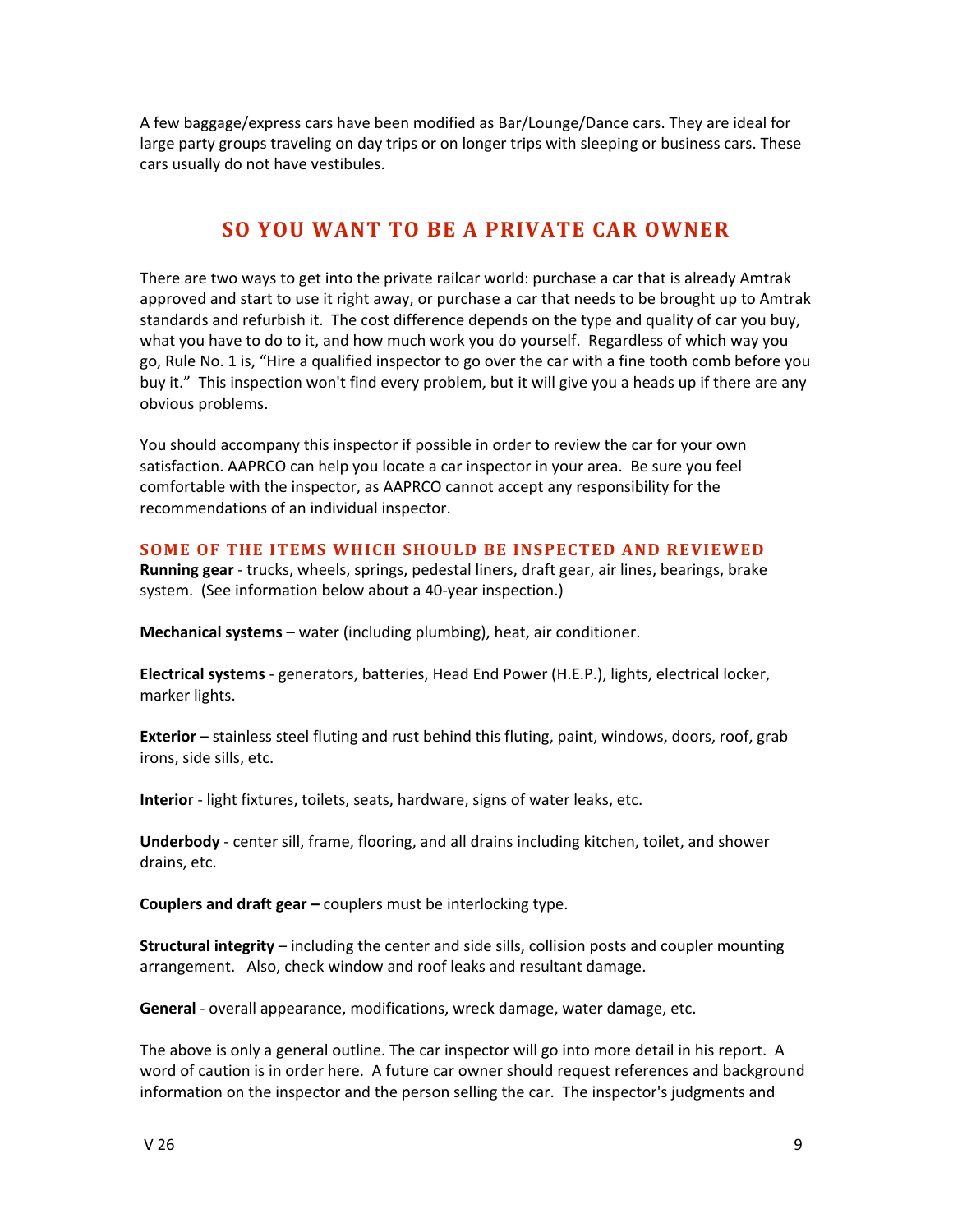A few baggage/express cars have been modified as Bar/Lounge/Dance cars. They are ideal for large party groups traveling on day trips or on longer trips with sleeping or business cars. These cars usually do not have vestibules.

## SO YOU WANT TO BE A PRIVATE CAR OWNER

There are two ways to get into the private railcar world: purchase a car that is already Amtrak approved and start to use it right away, or purchase a car that needs to be brought up to Amtrak standards and refurbish it. The cost difference depends on the type and quality of car you buy, what you have to do to it, and how much work you do yourself. Regardless of which way you go, Rule No. 1 is, "Hire a qualified inspector to go over the car with a fine tooth comb before you buy it." This inspection won't find every problem, but it will give you a heads up if there are any obvious problems.

You should accompany this inspector if possible in order to review the car for your own satisfaction. AAPRCO can help you locate a car inspector in your area. Be sure you feel comfortable with the inspector, as AAPRCO cannot accept any responsibility for the recommendations of an individual inspector.

### SOME OF THE ITEMS WHICH SHOULD BE INSPECTED AND REVIEWED

**Running gear** - trucks, wheels, springs, pedestal liners, draft gear, air lines, bearings, brake system. (See information below about a 40-year inspection.)

**Mechanical systems** – water (including plumbing), heat, air conditioner.

**Electrical systems** - generators, batteries, Head End Power (H.E.P.), lights, electrical locker, marker lights.

**Exterior** – stainless steel fluting and rust behind this fluting, paint, windows, doors, roof, grab irons, side sills, etc.

**Interio**r - light fixtures, toilets, seats, hardware, signs of water leaks, etc.

**Underbody** - center sill, frame, flooring, and all drains including kitchen, toilet, and shower drains, etc.

**Couplers and draft gear –** couplers must be interlocking type.

**Structural integrity** – including the center and side sills, collision posts and coupler mounting arrangement. Also, check window and roof leaks and resultant damage.

**General** - overall appearance, modifications, wreck damage, water damage, etc.

The above is only a general outline. The car inspector will go into more detail in his report. A word of caution is in order here. A future car owner should request references and background information on the inspector and the person selling the car. The inspector's judgments and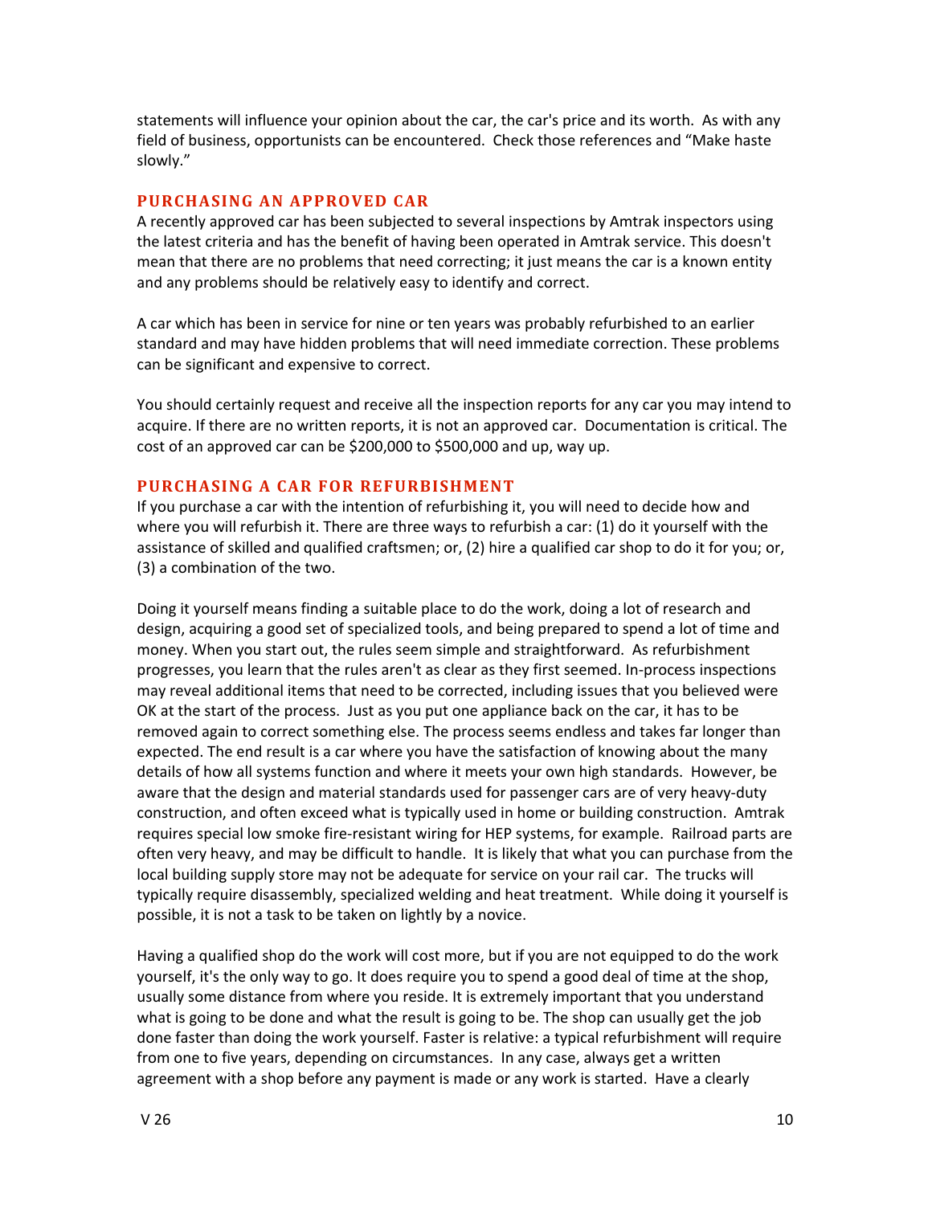statements will influence your opinion about the car, the car's price and its worth. As with any field of business, opportunists can be encountered. Check those references and "Make haste slowly."

## PURCHASING AN APPROVED CAR

A recently approved car has been subjected to several inspections by Amtrak inspectors using the latest criteria and has the benefit of having been operated in Amtrak service. This doesn't mean that there are no problems that need correcting; it just means the car is a known entity and any problems should be relatively easy to identify and correct.

A car which has been in service for nine or ten years was probably refurbished to an earlier standard and may have hidden problems that will need immediate correction. These problems can be significant and expensive to correct.

You should certainly request and receive all the inspection reports for any car you may intend to acquire. If there are no written reports, it is not an approved car. Documentation is critical. The cost of an approved car can be $200,000 to $500,000 and up, way up.

## PURCHASING A CAR FOR REFURBISHMENT

If you purchase a car with the intention of refurbishing it, you will need to decide how and where you will refurbish it. There are three ways to refurbish a car: (1) do it yourself with the assistance of skilled and qualified craftsmen; or, (2) hire a qualified car shop to do it for you; or, (3) a combination of the two.

Doing it yourself means finding a suitable place to do the work, doing a lot of research and design, acquiring a good set of specialized tools, and being prepared to spend a lot of time and money. When you start out, the rules seem simple and straightforward. As refurbishment progresses, you learn that the rules aren't as clear as they first seemed. In-process inspections may reveal additional items that need to be corrected, including issues that you believed were OK at the start of the process. Just as you put one appliance back on the car, it has to be removed again to correct something else. The process seems endless and takes far longer than expected. The end result is a car where you have the satisfaction of knowing about the many details of how all systems function and where it meets your own high standards. However, be aware that the design and material standards used for passenger cars are of very heavy-duty construction, and often exceed what is typically used in home or building construction. Amtrak requires special low smoke fire-resistant wiring for HEP systems, for example. Railroad parts are often very heavy, and may be difficult to handle. It is likely that what you can purchase from the local building supply store may not be adequate for service on your rail car. The trucks will typically require disassembly, specialized welding and heat treatment. While doing it yourself is possible, it is not a task to be taken on lightly by a novice.

Having a qualified shop do the work will cost more, but if you are not equipped to do the work yourself, it's the only way to go. It does require you to spend a good deal of time at the shop, usually some distance from where you reside. It is extremely important that you understand what is going to be done and what the result is going to be. The shop can usually get the job done faster than doing the work yourself. Faster is relative: a typical refurbishment will require from one to five years, depending on circumstances. In any case, always get a written agreement with a shop before any payment is made or any work is started. Have a clearly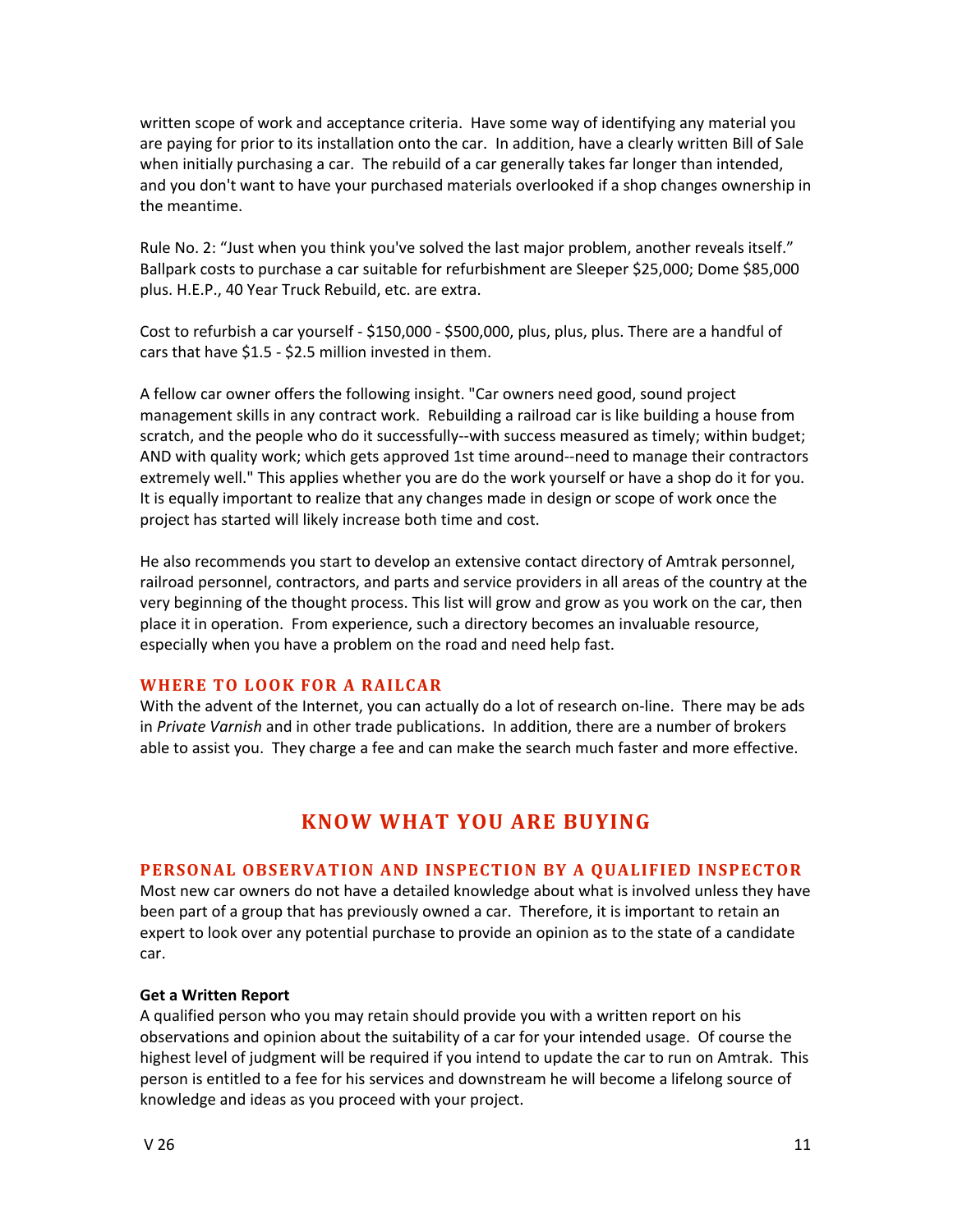written scope of work and acceptance criteria. Have some way of identifying any material you are paying for prior to its installation onto the car. In addition, have a clearly written Bill of Sale when initially purchasing a car. The rebuild of a car generally takes far longer than intended, and you don't want to have your purchased materials overlooked if a shop changes ownership in the meantime.

Rule No. 2: "Just when you think you've solved the last major problem, another reveals itself." Ballpark costs to purchase a car suitable for refurbishment are Sleeper $25,000; Dome $85,000 plus. H.E.P., 40 Year Truck Rebuild, etc. are extra.

Cost to refurbish a car yourself - $150,000 - $500,000, plus, plus, plus. There are a handful of cars that have $1.5 - $2.5 million invested in them.

A fellow car owner offers the following insight. "Car owners need good, sound project management skills in any contract work. Rebuilding a railroad car is like building a house from scratch, and the people who do it successfully--with success measured as timely; within budget; AND with quality work; which gets approved 1st time around--need to manage their contractors extremely well." This applies whether you are do the work yourself or have a shop do it for you. It is equally important to realize that any changes made in design or scope of work once the project has started will likely increase both time and cost.

He also recommends you start to develop an extensive contact directory of Amtrak personnel, railroad personnel, contractors, and parts and service providers in all areas of the country at the very beginning of the thought process. This list will grow and grow as you work on the car, then place it in operation. From experience, such a directory becomes an invaluable resource, especially when you have a problem on the road and need help fast.

### WHERE TO LOOK FOR A RAILCAR

With the advent of the Internet, you can actually do a lot of research on-line. There may be ads in *Private Varnish* and in other trade publications. In addition, there are a number of brokers able to assist you. They charge a fee and can make the search much faster and more effective.

## KNOW WHAT YOU ARE BUYING

### PERSONAL OBSERVATION AND INSPECTION BY A QUALIFIED INSPECTOR

Most new car owners do not have a detailed knowledge about what is involved unless they have been part of a group that has previously owned a car. Therefore, it is important to retain an expert to look over any potential purchase to provide an opinion as to the state of a candidate car.

**Get a Written Report**

A qualified person who you may retain should provide you with a written report on his observations and opinion about the suitability of a car for your intended usage. Of course the highest level of judgment will be required if you intend to update the car to run on Amtrak. This person is entitled to a fee for his services and downstream he will become a lifelong source of knowledge and ideas as you proceed with your project.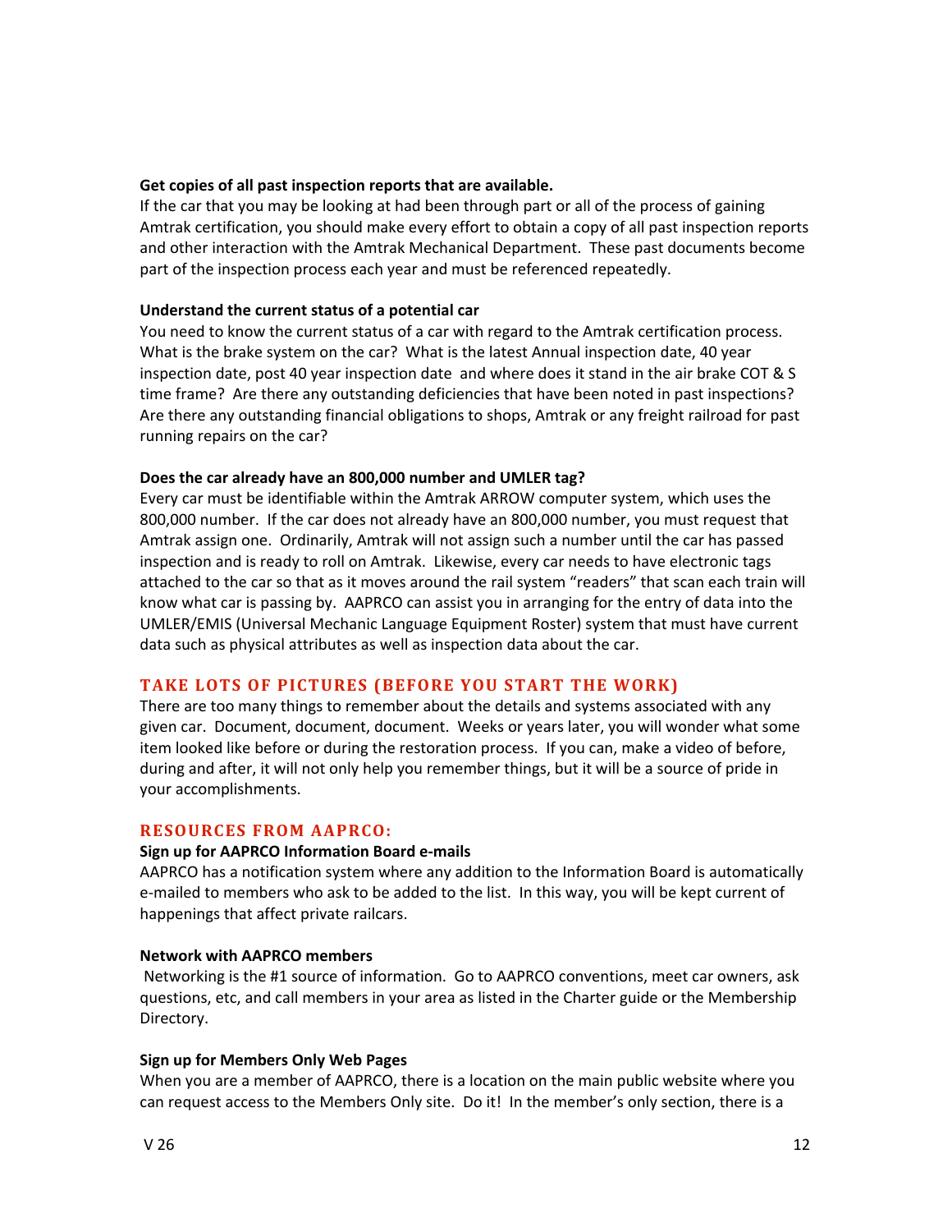**Get copies of all past inspection reports that are available.**

If the car that you may be looking at had been through part or all of the process of gaining Amtrak certification, you should make every effort to obtain a copy of all past inspection reports and other interaction with the Amtrak Mechanical Department. These past documents become part of the inspection process each year and must be referenced repeatedly.

**Understand the current status of a potential car**

You need to know the current status of a car with regard to the Amtrak certification process. What is the brake system on the car? What is the latest Annual inspection date, 40 year inspection date, post 40 year inspection date and where does it stand in the air brake COT & S time frame? Are there any outstanding deficiencies that have been noted in past inspections? Are there any outstanding financial obligations to shops, Amtrak or any freight railroad for past running repairs on the car?

**Does the car already have an 800,000 number and UMLER tag?**

Every car must be identifiable within the Amtrak ARROW computer system, which uses the 800,000 number. If the car does not already have an 800,000 number, you must request that Amtrak assign one. Ordinarily, Amtrak will not assign such a number until the car has passed inspection and is ready to roll on Amtrak. Likewise, every car needs to have electronic tags attached to the car so that as it moves around the rail system "readers" that scan each train will know what car is passing by. AAPRCO can assist you in arranging for the entry of data into the UMLER/EMIS (Universal Mechanic Language Equipment Roster) system that must have current data such as physical attributes as well as inspection data about the car.

## TAKE LOTS OF PICTURES (BEFORE YOU START THE WORK)

There are too many things to remember about the details and systems associated with any given car. Document, document, document. Weeks or years later, you will wonder what some item looked like before or during the restoration process. If you can, make a video of before, during and after, it will not only help you remember things, but it will be a source of pride in your accomplishments.

## RESOURCES FROM AAPRCO:

**Sign up for AAPRCO Information Board e-mails**

AAPRCO has a notification system where any addition to the Information Board is automatically e-mailed to members who ask to be added to the list. In this way, you will be kept current of happenings that affect private railcars.

**Network with AAPRCO members**

Networking is the #1 source of information. Go to AAPRCO conventions, meet car owners, ask questions, etc, and call members in your area as listed in the Charter guide or the Membership Directory.

**Sign up for Members Only Web Pages**

When you are a member of AAPRCO, there is a location on the main public website where you can request access to the Members Only site. Do it! In the member's only section, there is a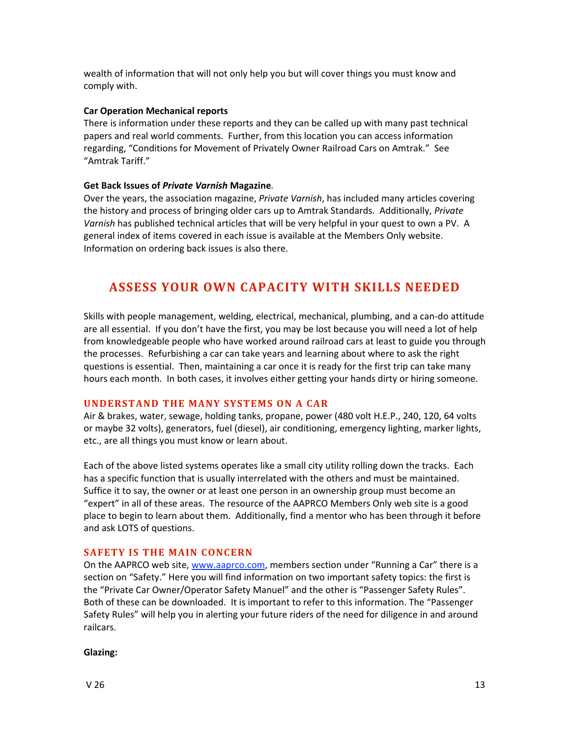wealth of information that will not only help you but will cover things you must know and comply with.

**Car Operation Mechanical reports**

There is information under these reports and they can be called up with many past technical papers and real world comments. Further, from this location you can access information regarding, "Conditions for Movement of Privately Owner Railroad Cars on Amtrak." See "Amtrak Tariff."

**Get Back Issues of *Private Varnish* Magazine.**

Over the years, the association magazine, *Private Varnish*, has included many articles covering the history and process of bringing older cars up to Amtrak Standards. Additionally, *Private Varnish* has published technical articles that will be very helpful in your quest to own a PV. A general index of items covered in each issue is available at the Members Only website. Information on ordering back issues is also there.

## ASSESS YOUR OWN CAPACITY WITH SKILLS NEEDED

Skills with people management, welding, electrical, mechanical, plumbing, and a can-do attitude are all essential. If you don't have the first, you may be lost because you will need a lot of help from knowledgeable people who have worked around railroad cars at least to guide you through the processes. Refurbishing a car can take years and learning about where to ask the right questions is essential. Then, maintaining a car once it is ready for the first trip can take many hours each month. In both cases, it involves either getting your hands dirty or hiring someone.

### UNDERSTAND THE MANY SYSTEMS ON A CAR

Air & brakes, water, sewage, holding tanks, propane, power (480 volt H.E.P., 240, 120, 64 volts or maybe 32 volts), generators, fuel (diesel), air conditioning, emergency lighting, marker lights, etc., are all things you must know or learn about.

Each of the above listed systems operates like a small city utility rolling down the tracks. Each has a specific function that is usually interrelated with the others and must be maintained. Suffice it to say, the owner or at least one person in an ownership group must become an "expert" in all of these areas. The resource of the AAPRCO Members Only web site is a good place to begin to learn about them. Additionally, find a mentor who has been through it before and ask LOTS of questions.

### SAFETY IS THE MAIN CONCERN

On the AAPRCO web site, www.aaprco.com, members section under "Running a Car" there is a section on "Safety." Here you will find information on two important safety topics: the first is the "Private Car Owner/Operator Safety Manuel" and the other is "Passenger Safety Rules". Both of these can be downloaded. It is important to refer to this information. The "Passenger Safety Rules" will help you in alerting your future riders of the need for diligence in and around railcars.

**Glazing:**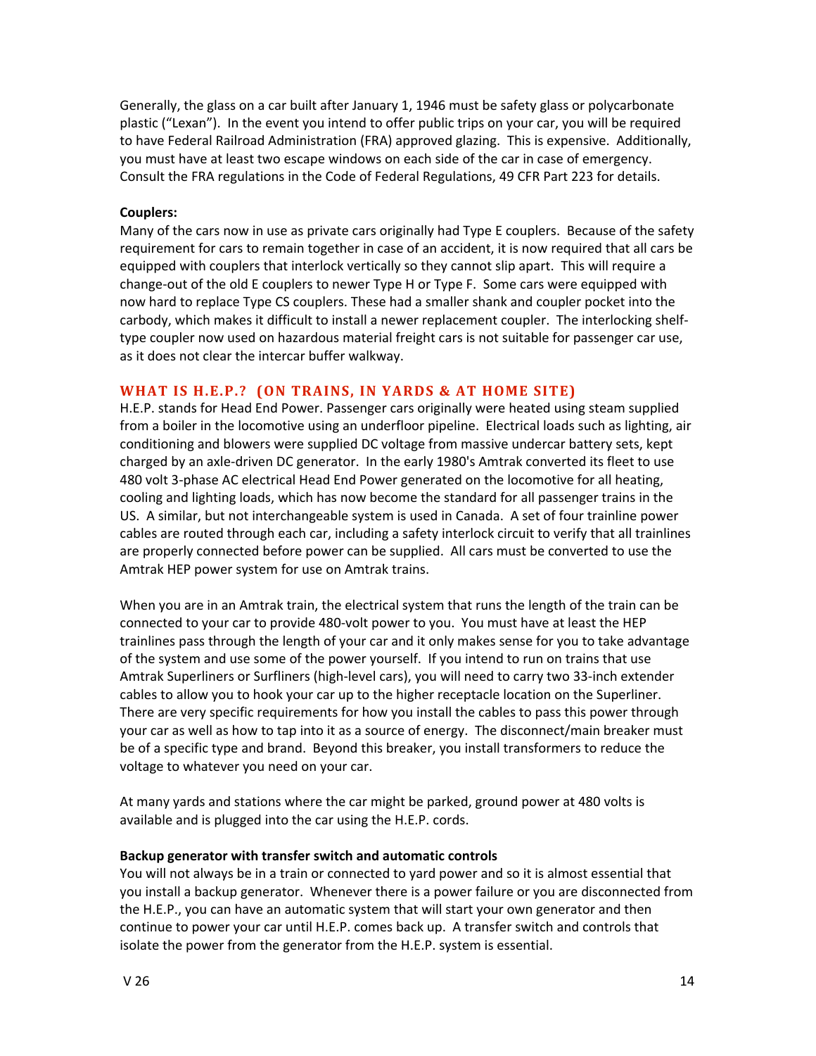Generally, the glass on a car built after January 1, 1946 must be safety glass or polycarbonate plastic ("Lexan"). In the event you intend to offer public trips on your car, you will be required to have Federal Railroad Administration (FRA) approved glazing. This is expensive. Additionally, you must have at least two escape windows on each side of the car in case of emergency. Consult the FRA regulations in the Code of Federal Regulations, 49 CFR Part 223 for details.

**Couplers:**
Many of the cars now in use as private cars originally had Type E couplers. Because of the safety requirement for cars to remain together in case of an accident, it is now required that all cars be equipped with couplers that interlock vertically so they cannot slip apart. This will require a change-out of the old E couplers to newer Type H or Type F. Some cars were equipped with now hard to replace Type CS couplers. These had a smaller shank and coupler pocket into the carbody, which makes it difficult to install a newer replacement coupler. The interlocking shelf-type coupler now used on hazardous material freight cars is not suitable for passenger car use, as it does not clear the intercar buffer walkway.

## WHAT IS H.E.P.? (ON TRAINS, IN YARDS & AT HOME SITE)

H.E.P. stands for Head End Power. Passenger cars originally were heated using steam supplied from a boiler in the locomotive using an underfloor pipeline. Electrical loads such as lighting, air conditioning and blowers were supplied DC voltage from massive undercar battery sets, kept charged by an axle-driven DC generator. In the early 1980's Amtrak converted its fleet to use 480 volt 3-phase AC electrical Head End Power generated on the locomotive for all heating, cooling and lighting loads, which has now become the standard for all passenger trains in the US. A similar, but not interchangeable system is used in Canada. A set of four trainline power cables are routed through each car, including a safety interlock circuit to verify that all trainlines are properly connected before power can be supplied. All cars must be converted to use the Amtrak HEP power system for use on Amtrak trains.

When you are in an Amtrak train, the electrical system that runs the length of the train can be connected to your car to provide 480-volt power to you. You must have at least the HEP trainlines pass through the length of your car and it only makes sense for you to take advantage of the system and use some of the power yourself. If you intend to run on trains that use Amtrak Superliners or Surfliners (high-level cars), you will need to carry two 33-inch extender cables to allow you to hook your car up to the higher receptacle location on the Superliner. There are very specific requirements for how you install the cables to pass this power through your car as well as how to tap into it as a source of energy. The disconnect/main breaker must be of a specific type and brand. Beyond this breaker, you install transformers to reduce the voltage to whatever you need on your car.

At many yards and stations where the car might be parked, ground power at 480 volts is available and is plugged into the car using the H.E.P. cords.

**Backup generator with transfer switch and automatic controls**
You will not always be in a train or connected to yard power and so it is almost essential that you install a backup generator. Whenever there is a power failure or you are disconnected from the H.E.P., you can have an automatic system that will start your own generator and then continue to power your car until H.E.P. comes back up. A transfer switch and controls that isolate the power from the generator from the H.E.P. system is essential.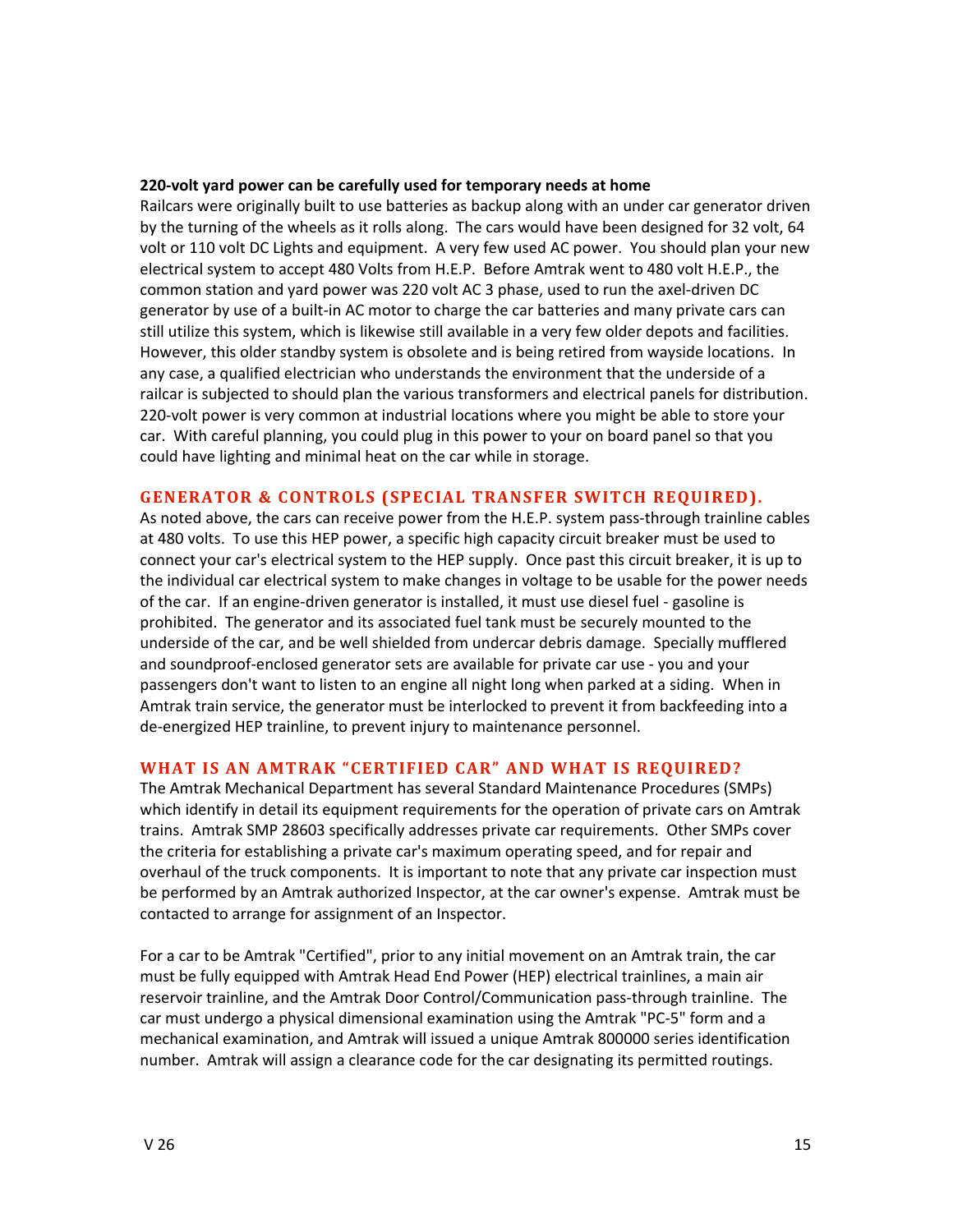**220-volt yard power can be carefully used for temporary needs at home**

Railcars were originally built to use batteries as backup along with an under car generator driven by the turning of the wheels as it rolls along. The cars would have been designed for 32 volt, 64 volt or 110 volt DC Lights and equipment. A very few used AC power. You should plan your new electrical system to accept 480 Volts from H.E.P. Before Amtrak went to 480 volt H.E.P., the common station and yard power was 220 volt AC 3 phase, used to run the axel-driven DC generator by use of a built-in AC motor to charge the car batteries and many private cars can still utilize this system, which is likewise still available in a very few older depots and facilities. However, this older standby system is obsolete and is being retired from wayside locations. In any case, a qualified electrician who understands the environment that the underside of a railcar is subjected to should plan the various transformers and electrical panels for distribution. 220-volt power is very common at industrial locations where you might be able to store your car. With careful planning, you could plug in this power to your on board panel so that you could have lighting and minimal heat on the car while in storage.

## GENERATOR & CONTROLS (SPECIAL TRANSFER SWITCH REQUIRED).

As noted above, the cars can receive power from the H.E.P. system pass-through trainline cables at 480 volts. To use this HEP power, a specific high capacity circuit breaker must be used to connect your car's electrical system to the HEP supply. Once past this circuit breaker, it is up to the individual car electrical system to make changes in voltage to be usable for the power needs of the car. If an engine-driven generator is installed, it must use diesel fuel - gasoline is prohibited. The generator and its associated fuel tank must be securely mounted to the underside of the car, and be well shielded from undercar debris damage. Specially mufflered and soundproof-enclosed generator sets are available for private car use - you and your passengers don't want to listen to an engine all night long when parked at a siding. When in Amtrak train service, the generator must be interlocked to prevent it from backfeeding into a de-energized HEP trainline, to prevent injury to maintenance personnel.

## WHAT IS AN AMTRAK "CERTIFIED CAR" AND WHAT IS REQUIRED?

The Amtrak Mechanical Department has several Standard Maintenance Procedures (SMPs) which identify in detail its equipment requirements for the operation of private cars on Amtrak trains. Amtrak SMP 28603 specifically addresses private car requirements. Other SMPs cover the criteria for establishing a private car's maximum operating speed, and for repair and overhaul of the truck components. It is important to note that any private car inspection must be performed by an Amtrak authorized Inspector, at the car owner's expense. Amtrak must be contacted to arrange for assignment of an Inspector.

For a car to be Amtrak "Certified", prior to any initial movement on an Amtrak train, the car must be fully equipped with Amtrak Head End Power (HEP) electrical trainlines, a main air reservoir trainline, and the Amtrak Door Control/Communication pass-through trainline. The car must undergo a physical dimensional examination using the Amtrak "PC-5" form and a mechanical examination, and Amtrak will issued a unique Amtrak 800000 series identification number. Amtrak will assign a clearance code for the car designating its permitted routings.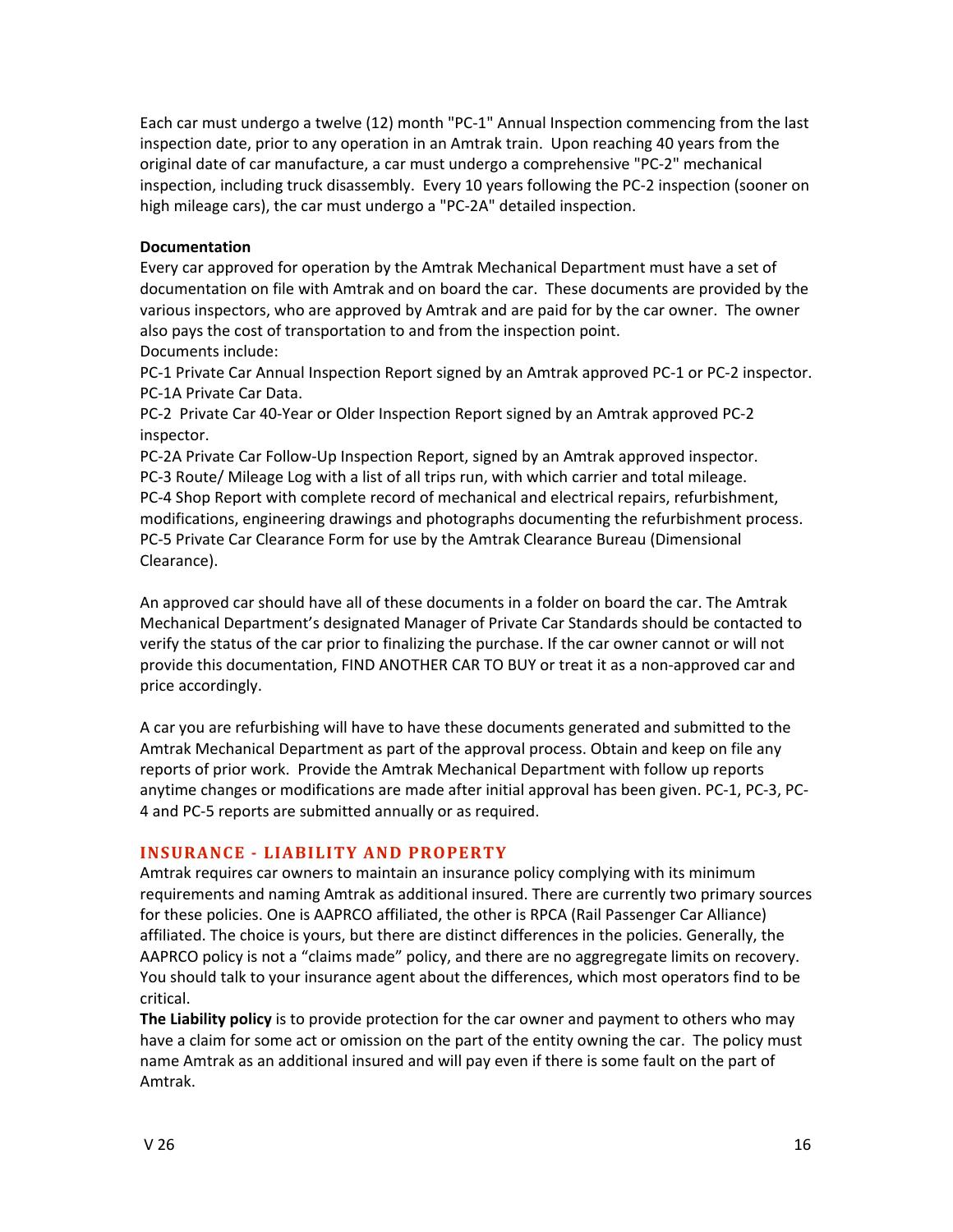Each car must undergo a twelve (12) month "PC-1" Annual Inspection commencing from the last inspection date, prior to any operation in an Amtrak train. Upon reaching 40 years from the original date of car manufacture, a car must undergo a comprehensive "PC-2" mechanical inspection, including truck disassembly. Every 10 years following the PC-2 inspection (sooner on high mileage cars), the car must undergo a "PC-2A" detailed inspection.

**Documentation**

Every car approved for operation by the Amtrak Mechanical Department must have a set of documentation on file with Amtrak and on board the car. These documents are provided by the various inspectors, who are approved by Amtrak and are paid for by the car owner. The owner also pays the cost of transportation to and from the inspection point.

Documents include:

PC-1 Private Car Annual Inspection Report signed by an Amtrak approved PC-1 or PC-2 inspector.

PC-1A Private Car Data.

PC-2 Private Car 40-Year or Older Inspection Report signed by an Amtrak approved PC-2 inspector.

PC-2A Private Car Follow-Up Inspection Report, signed by an Amtrak approved inspector.

PC-3 Route/ Mileage Log with a list of all trips run, with which carrier and total mileage.

PC-4 Shop Report with complete record of mechanical and electrical repairs, refurbishment, modifications, engineering drawings and photographs documenting the refurbishment process.

PC-5 Private Car Clearance Form for use by the Amtrak Clearance Bureau (Dimensional Clearance).

An approved car should have all of these documents in a folder on board the car. The Amtrak Mechanical Department's designated Manager of Private Car Standards should be contacted to verify the status of the car prior to finalizing the purchase. If the car owner cannot or will not provide this documentation, FIND ANOTHER CAR TO BUY or treat it as a non-approved car and price accordingly.

A car you are refurbishing will have to have these documents generated and submitted to the Amtrak Mechanical Department as part of the approval process. Obtain and keep on file any reports of prior work. Provide the Amtrak Mechanical Department with follow up reports anytime changes or modifications are made after initial approval has been given. PC-1, PC-3, PC-4 and PC-5 reports are submitted annually or as required.

## INSURANCE - LIABILITY AND PROPERTY

Amtrak requires car owners to maintain an insurance policy complying with its minimum requirements and naming Amtrak as additional insured. There are currently two primary sources for these policies. One is AAPRCO affiliated, the other is RPCA (Rail Passenger Car Alliance) affiliated. The choice is yours, but there are distinct differences in the policies. Generally, the AAPRCO policy is not a "claims made" policy, and there are no aggregregate limits on recovery. You should talk to your insurance agent about the differences, which most operators find to be critical.

**The Liability policy** is to provide protection for the car owner and payment to others who may have a claim for some act or omission on the part of the entity owning the car. The policy must name Amtrak as an additional insured and will pay even if there is some fault on the part of Amtrak.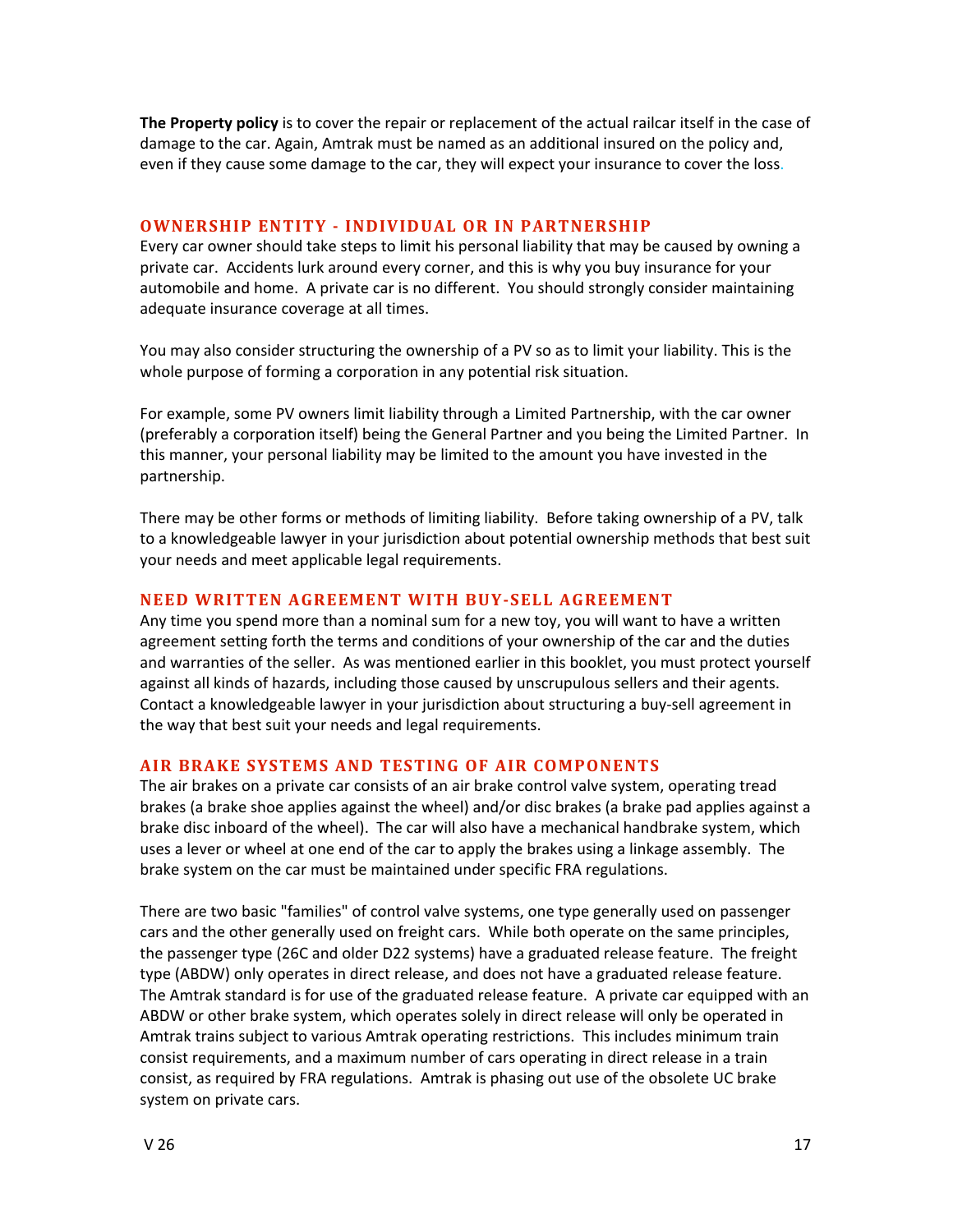**The Property policy** is to cover the repair or replacement of the actual railcar itself in the case of damage to the car. Again, Amtrak must be named as an additional insured on the policy and, even if they cause some damage to the car, they will expect your insurance to cover the loss.

## OWNERSHIP ENTITY - INDIVIDUAL OR IN PARTNERSHIP

Every car owner should take steps to limit his personal liability that may be caused by owning a private car. Accidents lurk around every corner, and this is why you buy insurance for your automobile and home. A private car is no different. You should strongly consider maintaining adequate insurance coverage at all times.

You may also consider structuring the ownership of a PV so as to limit your liability. This is the whole purpose of forming a corporation in any potential risk situation.

For example, some PV owners limit liability through a Limited Partnership, with the car owner (preferably a corporation itself) being the General Partner and you being the Limited Partner. In this manner, your personal liability may be limited to the amount you have invested in the partnership.

There may be other forms or methods of limiting liability. Before taking ownership of a PV, talk to a knowledgeable lawyer in your jurisdiction about potential ownership methods that best suit your needs and meet applicable legal requirements.

## NEED WRITTEN AGREEMENT WITH BUY-SELL AGREEMENT

Any time you spend more than a nominal sum for a new toy, you will want to have a written agreement setting forth the terms and conditions of your ownership of the car and the duties and warranties of the seller. As was mentioned earlier in this booklet, you must protect yourself against all kinds of hazards, including those caused by unscrupulous sellers and their agents. Contact a knowledgeable lawyer in your jurisdiction about structuring a buy-sell agreement in the way that best suit your needs and legal requirements.

## AIR BRAKE SYSTEMS AND TESTING OF AIR COMPONENTS

The air brakes on a private car consists of an air brake control valve system, operating tread brakes (a brake shoe applies against the wheel) and/or disc brakes (a brake pad applies against a brake disc inboard of the wheel). The car will also have a mechanical handbrake system, which uses a lever or wheel at one end of the car to apply the brakes using a linkage assembly. The brake system on the car must be maintained under specific FRA regulations.

There are two basic "families" of control valve systems, one type generally used on passenger cars and the other generally used on freight cars. While both operate on the same principles, the passenger type (26C and older D22 systems) have a graduated release feature. The freight type (ABDW) only operates in direct release, and does not have a graduated release feature. The Amtrak standard is for use of the graduated release feature. A private car equipped with an ABDW or other brake system, which operates solely in direct release will only be operated in Amtrak trains subject to various Amtrak operating restrictions. This includes minimum train consist requirements, and a maximum number of cars operating in direct release in a train consist, as required by FRA regulations. Amtrak is phasing out use of the obsolete UC brake system on private cars.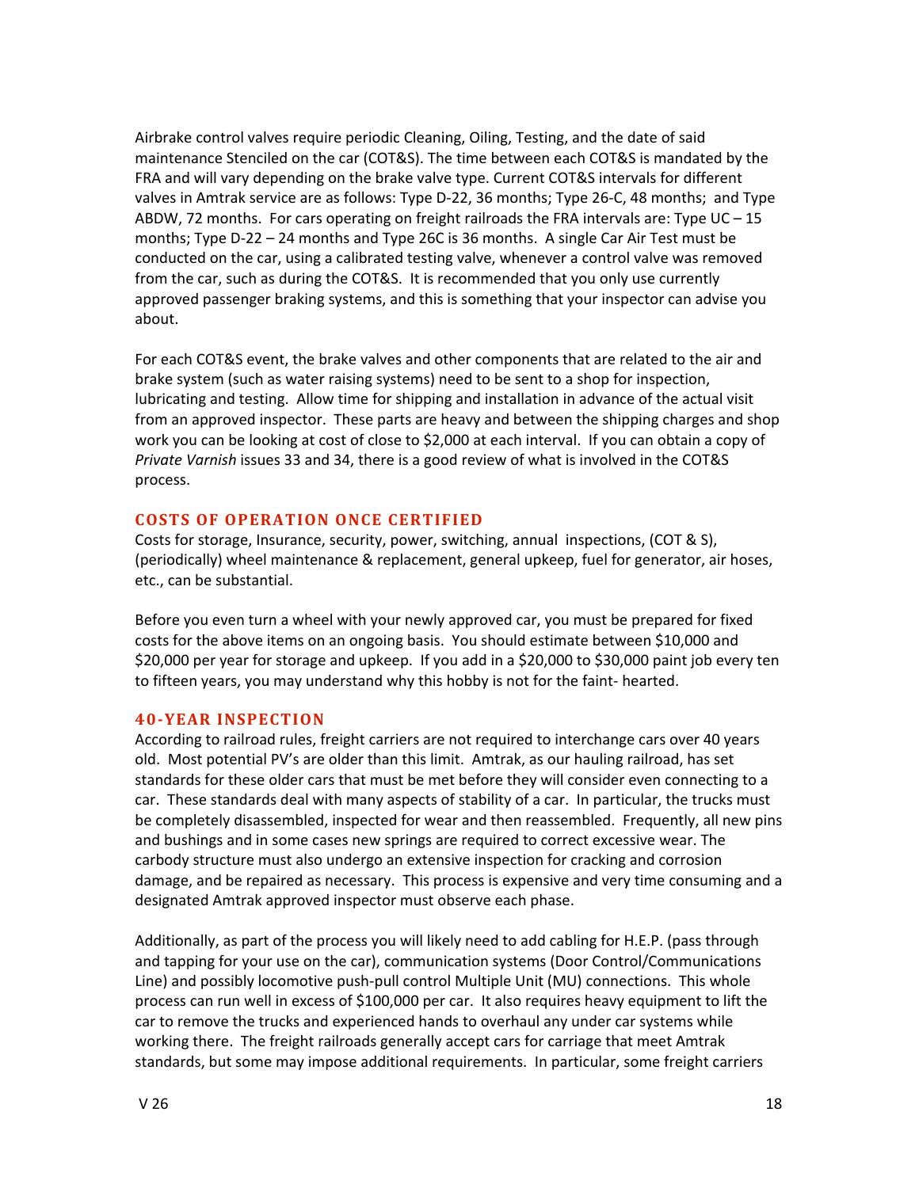Airbrake control valves require periodic Cleaning, Oiling, Testing, and the date of said maintenance Stenciled on the car (COT&S). The time between each COT&S is mandated by the FRA and will vary depending on the brake valve type. Current COT&S intervals for different valves in Amtrak service are as follows: Type D-22, 36 months; Type 26-C, 48 months; and Type ABDW, 72 months. For cars operating on freight railroads the FRA intervals are: Type UC – 15 months; Type D-22 – 24 months and Type 26C is 36 months. A single Car Air Test must be conducted on the car, using a calibrated testing valve, whenever a control valve was removed from the car, such as during the COT&S. It is recommended that you only use currently approved passenger braking systems, and this is something that your inspector can advise you about.

For each COT&S event, the brake valves and other components that are related to the air and brake system (such as water raising systems) need to be sent to a shop for inspection, lubricating and testing. Allow time for shipping and installation in advance of the actual visit from an approved inspector. These parts are heavy and between the shipping charges and shop work you can be looking at cost of close to $2,000 at each interval. If you can obtain a copy of *Private Varnish* issues 33 and 34, there is a good review of what is involved in the COT&S process.

## COSTS OF OPERATION ONCE CERTIFIED

Costs for storage, Insurance, security, power, switching, annual inspections, (COT & S), (periodically) wheel maintenance & replacement, general upkeep, fuel for generator, air hoses, etc., can be substantial.

Before you even turn a wheel with your newly approved car, you must be prepared for fixed costs for the above items on an ongoing basis. You should estimate between $10,000 and $20,000 per year for storage and upkeep. If you add in a $20,000 to $30,000 paint job every ten to fifteen years, you may understand why this hobby is not for the faint- hearted.

## 40-YEAR INSPECTION

According to railroad rules, freight carriers are not required to interchange cars over 40 years old. Most potential PV's are older than this limit. Amtrak, as our hauling railroad, has set standards for these older cars that must be met before they will consider even connecting to a car. These standards deal with many aspects of stability of a car. In particular, the trucks must be completely disassembled, inspected for wear and then reassembled. Frequently, all new pins and bushings and in some cases new springs are required to correct excessive wear. The carbody structure must also undergo an extensive inspection for cracking and corrosion damage, and be repaired as necessary. This process is expensive and very time consuming and a designated Amtrak approved inspector must observe each phase.

Additionally, as part of the process you will likely need to add cabling for H.E.P. (pass through and tapping for your use on the car), communication systems (Door Control/Communications Line) and possibly locomotive push-pull control Multiple Unit (MU) connections. This whole process can run well in excess of $100,000 per car. It also requires heavy equipment to lift the car to remove the trucks and experienced hands to overhaul any under car systems while working there. The freight railroads generally accept cars for carriage that meet Amtrak standards, but some may impose additional requirements. In particular, some freight carriers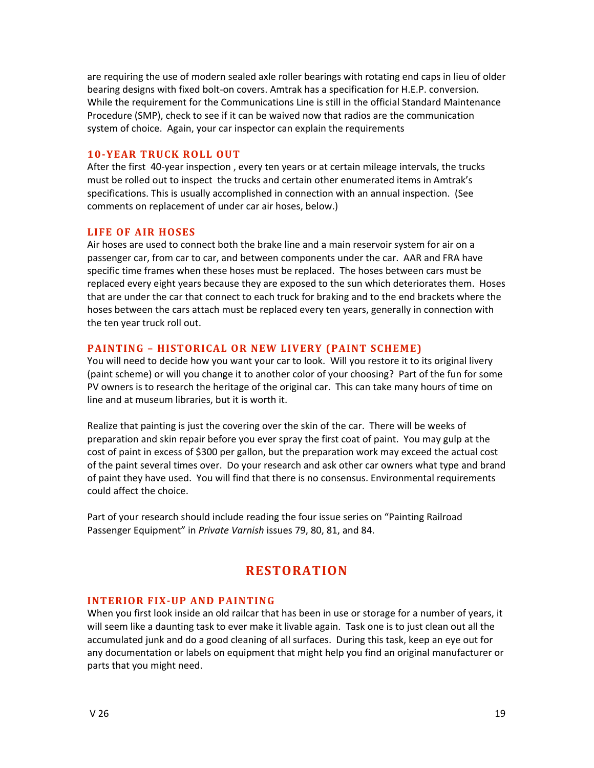are requiring the use of modern sealed axle roller bearings with rotating end caps in lieu of older bearing designs with fixed bolt-on covers. Amtrak has a specification for H.E.P. conversion. While the requirement for the Communications Line is still in the official Standard Maintenance Procedure (SMP), check to see if it can be waived now that radios are the communication system of choice. Again, your car inspector can explain the requirements

### 10-YEAR TRUCK ROLL OUT

After the first 40-year inspection , every ten years or at certain mileage intervals, the trucks must be rolled out to inspect the trucks and certain other enumerated items in Amtrak's specifications. This is usually accomplished in connection with an annual inspection. (See comments on replacement of under car air hoses, below.)

### LIFE OF AIR HOSES

Air hoses are used to connect both the brake line and a main reservoir system for air on a passenger car, from car to car, and between components under the car. AAR and FRA have specific time frames when these hoses must be replaced. The hoses between cars must be replaced every eight years because they are exposed to the sun which deteriorates them. Hoses that are under the car that connect to each truck for braking and to the end brackets where the hoses between the cars attach must be replaced every ten years, generally in connection with the ten year truck roll out.

### PAINTING – HISTORICAL OR NEW LIVERY (PAINT SCHEME)

You will need to decide how you want your car to look. Will you restore it to its original livery (paint scheme) or will you change it to another color of your choosing? Part of the fun for some PV owners is to research the heritage of the original car. This can take many hours of time on line and at museum libraries, but it is worth it.

Realize that painting is just the covering over the skin of the car. There will be weeks of preparation and skin repair before you ever spray the first coat of paint. You may gulp at the cost of paint in excess of $300 per gallon, but the preparation work may exceed the actual cost of the paint several times over. Do your research and ask other car owners what type and brand of paint they have used. You will find that there is no consensus. Environmental requirements could affect the choice.

Part of your research should include reading the four issue series on "Painting Railroad Passenger Equipment" in *Private Varnish* issues 79, 80, 81, and 84.

## RESTORATION

### INTERIOR FIX-UP AND PAINTING

When you first look inside an old railcar that has been in use or storage for a number of years, it will seem like a daunting task to ever make it livable again. Task one is to just clean out all the accumulated junk and do a good cleaning of all surfaces. During this task, keep an eye out for any documentation or labels on equipment that might help you find an original manufacturer or parts that you might need.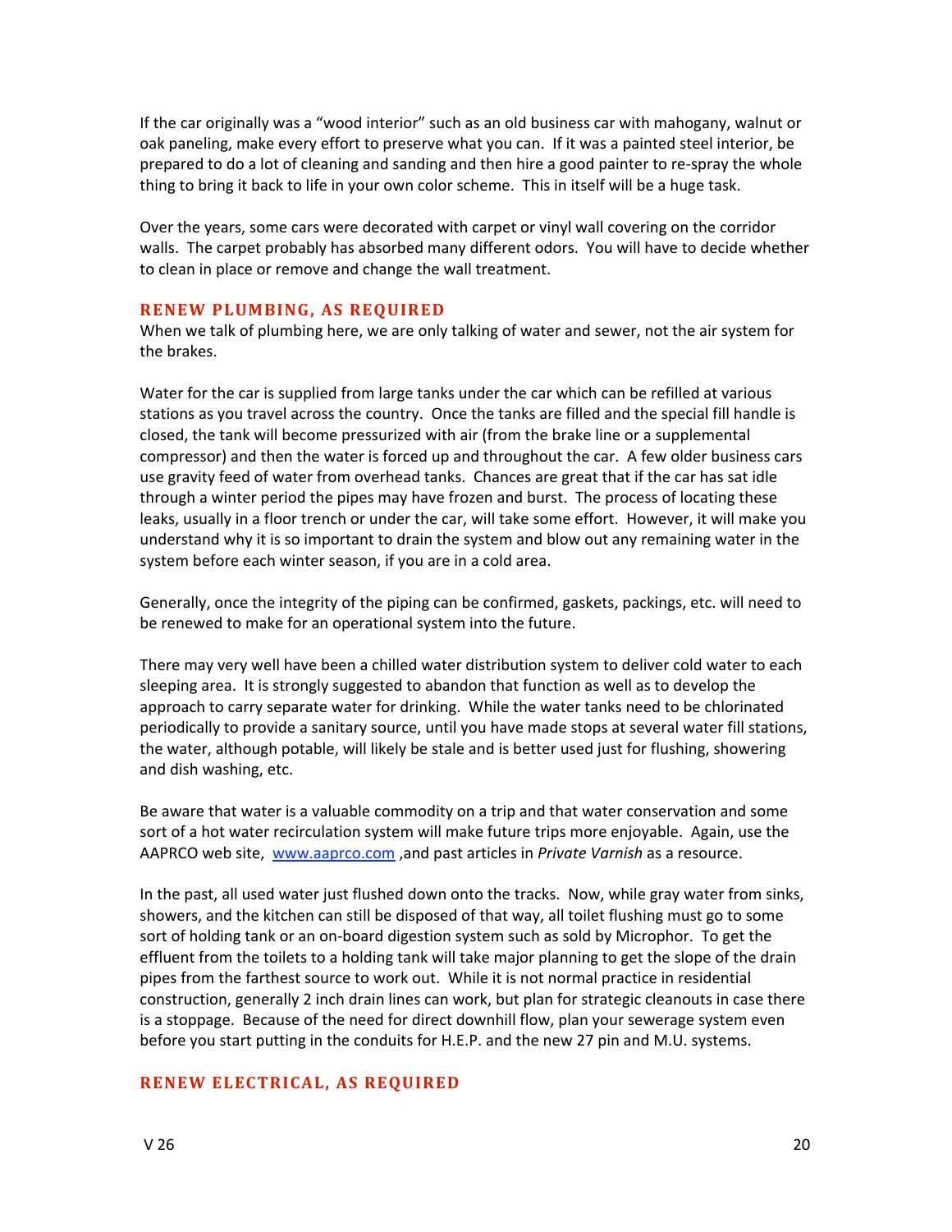If the car originally was a "wood interior" such as an old business car with mahogany, walnut or oak paneling, make every effort to preserve what you can. If it was a painted steel interior, be prepared to do a lot of cleaning and sanding and then hire a good painter to re-spray the whole thing to bring it back to life in your own color scheme. This in itself will be a huge task.

Over the years, some cars were decorated with carpet or vinyl wall covering on the corridor walls. The carpet probably has absorbed many different odors. You will have to decide whether to clean in place or remove and change the wall treatment.

## RENEW PLUMBING, AS REQUIRED

When we talk of plumbing here, we are only talking of water and sewer, not the air system for the brakes.

Water for the car is supplied from large tanks under the car which can be refilled at various stations as you travel across the country. Once the tanks are filled and the special fill handle is closed, the tank will become pressurized with air (from the brake line or a supplemental compressor) and then the water is forced up and throughout the car. A few older business cars use gravity feed of water from overhead tanks. Chances are great that if the car has sat idle through a winter period the pipes may have frozen and burst. The process of locating these leaks, usually in a floor trench or under the car, will take some effort. However, it will make you understand why it is so important to drain the system and blow out any remaining water in the system before each winter season, if you are in a cold area.

Generally, once the integrity of the piping can be confirmed, gaskets, packings, etc. will need to be renewed to make for an operational system into the future.

There may very well have been a chilled water distribution system to deliver cold water to each sleeping area. It is strongly suggested to abandon that function as well as to develop the approach to carry separate water for drinking. While the water tanks need to be chlorinated periodically to provide a sanitary source, until you have made stops at several water fill stations, the water, although potable, will likely be stale and is better used just for flushing, showering and dish washing, etc.

Be aware that water is a valuable commodity on a trip and that water conservation and some sort of a hot water recirculation system will make future trips more enjoyable. Again, use the AAPRCO web site, [www.aaprco.com](http://www.aaprco.com) ,and past articles in *Private Varnish* as a resource.

In the past, all used water just flushed down onto the tracks. Now, while gray water from sinks, showers, and the kitchen can still be disposed of that way, all toilet flushing must go to some sort of holding tank or an on-board digestion system such as sold by Microphor. To get the effluent from the toilets to a holding tank will take major planning to get the slope of the drain pipes from the farthest source to work out. While it is not normal practice in residential construction, generally 2 inch drain lines can work, but plan for strategic cleanouts in case there is a stoppage. Because of the need for direct downhill flow, plan your sewerage system even before you start putting in the conduits for H.E.P. and the new 27 pin and M.U. systems.

## RENEW ELECTRICAL, AS REQUIRED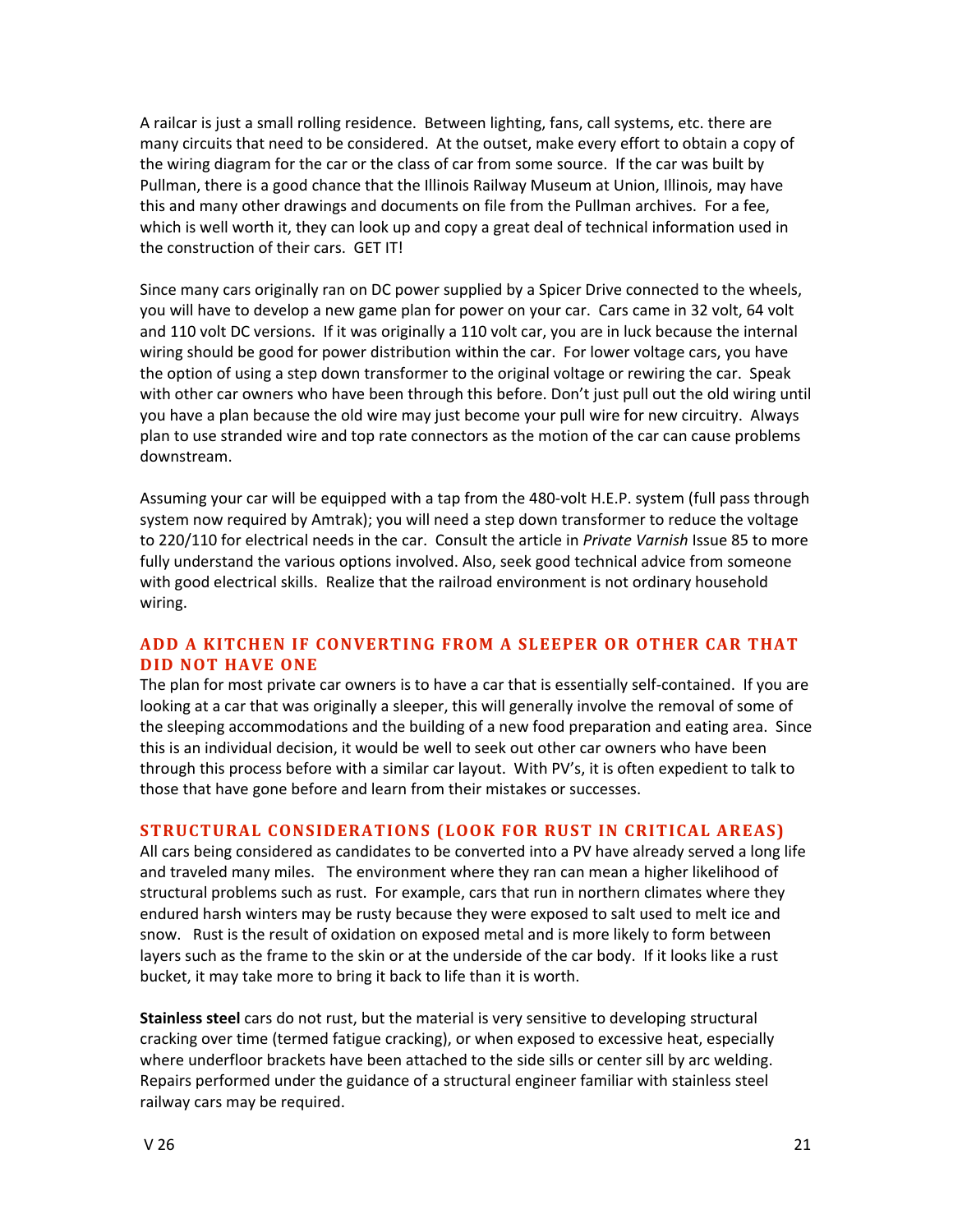A railcar is just a small rolling residence. Between lighting, fans, call systems, etc. there are many circuits that need to be considered. At the outset, make every effort to obtain a copy of the wiring diagram for the car or the class of car from some source. If the car was built by Pullman, there is a good chance that the Illinois Railway Museum at Union, Illinois, may have this and many other drawings and documents on file from the Pullman archives. For a fee, which is well worth it, they can look up and copy a great deal of technical information used in the construction of their cars. GET IT!

Since many cars originally ran on DC power supplied by a Spicer Drive connected to the wheels, you will have to develop a new game plan for power on your car. Cars came in 32 volt, 64 volt and 110 volt DC versions. If it was originally a 110 volt car, you are in luck because the internal wiring should be good for power distribution within the car. For lower voltage cars, you have the option of using a step down transformer to the original voltage or rewiring the car. Speak with other car owners who have been through this before. Don't just pull out the old wiring until you have a plan because the old wire may just become your pull wire for new circuitry. Always plan to use stranded wire and top rate connectors as the motion of the car can cause problems downstream.

Assuming your car will be equipped with a tap from the 480-volt H.E.P. system (full pass through system now required by Amtrak); you will need a step down transformer to reduce the voltage to 220/110 for electrical needs in the car. Consult the article in *Private Varnish* Issue 85 to more fully understand the various options involved. Also, seek good technical advice from someone with good electrical skills. Realize that the railroad environment is not ordinary household wiring.

## ADD A KITCHEN IF CONVERTING FROM A SLEEPER OR OTHER CAR THAT DID NOT HAVE ONE

The plan for most private car owners is to have a car that is essentially self-contained. If you are looking at a car that was originally a sleeper, this will generally involve the removal of some of the sleeping accommodations and the building of a new food preparation and eating area. Since this is an individual decision, it would be well to seek out other car owners who have been through this process before with a similar car layout. With PV's, it is often expedient to talk to those that have gone before and learn from their mistakes or successes.

## STRUCTURAL CONSIDERATIONS (LOOK FOR RUST IN CRITICAL AREAS)

All cars being considered as candidates to be converted into a PV have already served a long life and traveled many miles. The environment where they ran can mean a higher likelihood of structural problems such as rust. For example, cars that run in northern climates where they endured harsh winters may be rusty because they were exposed to salt used to melt ice and snow. Rust is the result of oxidation on exposed metal and is more likely to form between layers such as the frame to the skin or at the underside of the car body. If it looks like a rust bucket, it may take more to bring it back to life than it is worth.

**Stainless steel** cars do not rust, but the material is very sensitive to developing structural cracking over time (termed fatigue cracking), or when exposed to excessive heat, especially where underfloor brackets have been attached to the side sills or center sill by arc welding. Repairs performed under the guidance of a structural engineer familiar with stainless steel railway cars may be required.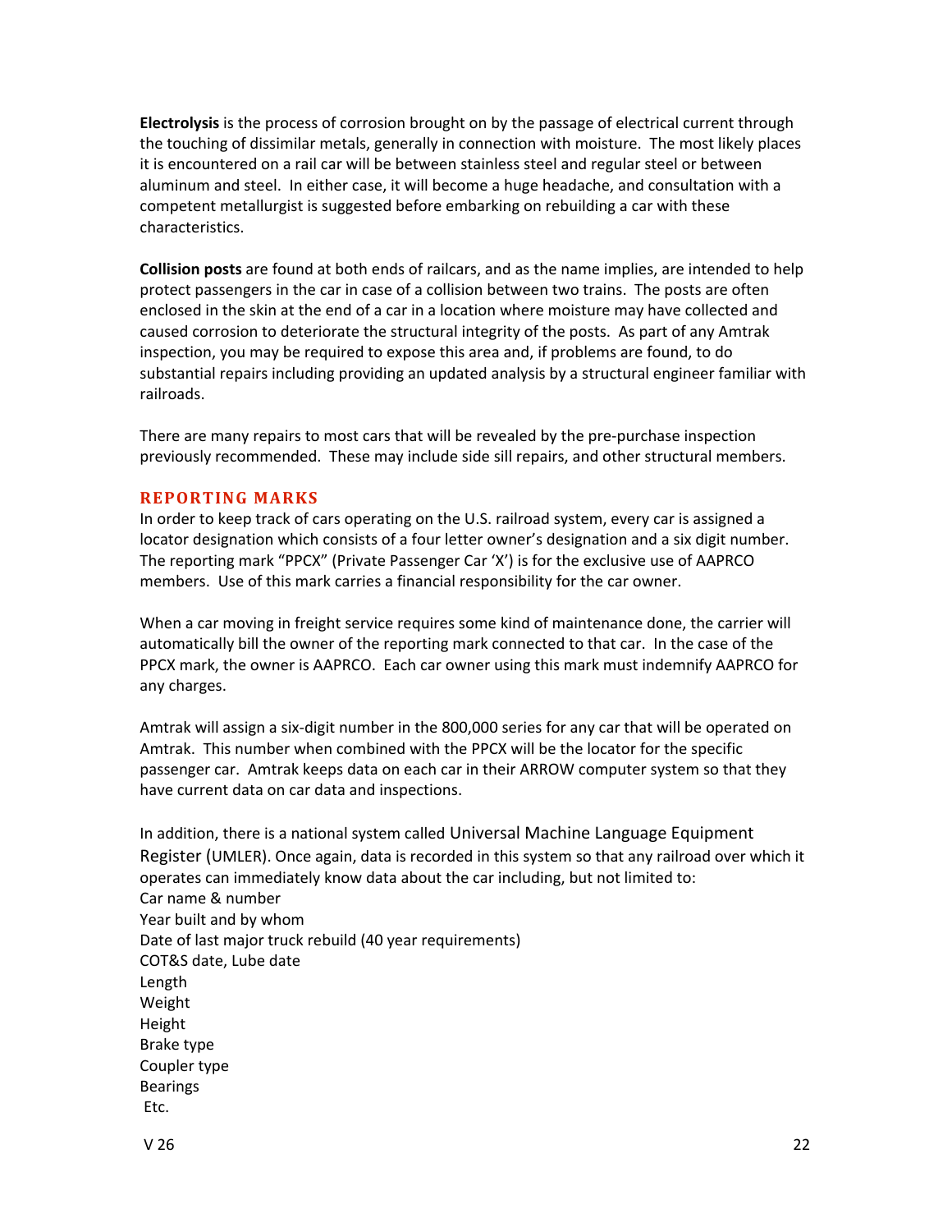**Electrolysis** is the process of corrosion brought on by the passage of electrical current through the touching of dissimilar metals, generally in connection with moisture. The most likely places it is encountered on a rail car will be between stainless steel and regular steel or between aluminum and steel. In either case, it will become a huge headache, and consultation with a competent metallurgist is suggested before embarking on rebuilding a car with these characteristics.

**Collision posts** are found at both ends of railcars, and as the name implies, are intended to help protect passengers in the car in case of a collision between two trains. The posts are often enclosed in the skin at the end of a car in a location where moisture may have collected and caused corrosion to deteriorate the structural integrity of the posts. As part of any Amtrak inspection, you may be required to expose this area and, if problems are found, to do substantial repairs including providing an updated analysis by a structural engineer familiar with railroads.

There are many repairs to most cars that will be revealed by the pre-purchase inspection previously recommended. These may include side sill repairs, and other structural members.

## REPORTING MARKS

In order to keep track of cars operating on the U.S. railroad system, every car is assigned a locator designation which consists of a four letter owner's designation and a six digit number. The reporting mark "PPCX" (Private Passenger Car 'X') is for the exclusive use of AAPRCO members. Use of this mark carries a financial responsibility for the car owner.

When a car moving in freight service requires some kind of maintenance done, the carrier will automatically bill the owner of the reporting mark connected to that car. In the case of the PPCX mark, the owner is AAPRCO. Each car owner using this mark must indemnify AAPRCO for any charges.

Amtrak will assign a six-digit number in the 800,000 series for any car that will be operated on Amtrak. This number when combined with the PPCX will be the locator for the specific passenger car. Amtrak keeps data on each car in their ARROW computer system so that they have current data on car data and inspections.

In addition, there is a national system called Universal Machine Language Equipment Register (UMLER). Once again, data is recorded in this system so that any railroad over which it operates can immediately know data about the car including, but not limited to:

Car name & number  
Year built and by whom  
Date of last major truck rebuild (40 year requirements)  
COT&S date, Lube date  
Length  
Weight  
Height  
Brake type  
Coupler type  
Bearings  
Etc.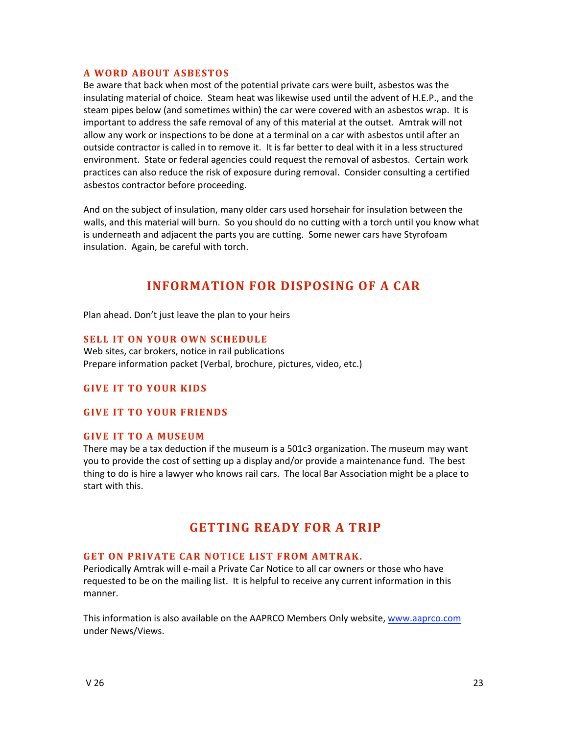### A WORD ABOUT ASBESTOS

Be aware that back when most of the potential private cars were built, asbestos was the insulating material of choice. Steam heat was likewise used until the advent of H.E.P., and the steam pipes below (and sometimes within) the car were covered with an asbestos wrap. It is important to address the safe removal of any of this material at the outset. Amtrak will not allow any work or inspections to be done at a terminal on a car with asbestos until after an outside contractor is called in to remove it. It is far better to deal with it in a less structured environment. State or federal agencies could request the removal of asbestos. Certain work practices can also reduce the risk of exposure during removal. Consider consulting a certified asbestos contractor before proceeding.

And on the subject of insulation, many older cars used horsehair for insulation between the walls, and this material will burn. So you should do no cutting with a torch until you know what is underneath and adjacent the parts you are cutting. Some newer cars have Styrofoam insulation. Again, be careful with torch.

## INFORMATION FOR DISPOSING OF A CAR

Plan ahead. Don't just leave the plan to your heirs

### SELL IT ON YOUR OWN SCHEDULE

Web sites, car brokers, notice in rail publications
Prepare information packet (Verbal, brochure, pictures, video, etc.)

### GIVE IT TO YOUR KIDS

### GIVE IT TO YOUR FRIENDS

### GIVE IT TO A MUSEUM

There may be a tax deduction if the museum is a 501c3 organization. The museum may want you to provide the cost of setting up a display and/or provide a maintenance fund. The best thing to do is hire a lawyer who knows rail cars. The local Bar Association might be a place to start with this.

## GETTING READY FOR A TRIP

### GET ON PRIVATE CAR NOTICE LIST FROM AMTRAK.

Periodically Amtrak will e-mail a Private Car Notice to all car owners or those who have requested to be on the mailing list. It is helpful to receive any current information in this manner.

This information is also available on the AAPRCO Members Only website, [www.aaprco.com](http://www.aaprco.com) under News/Views.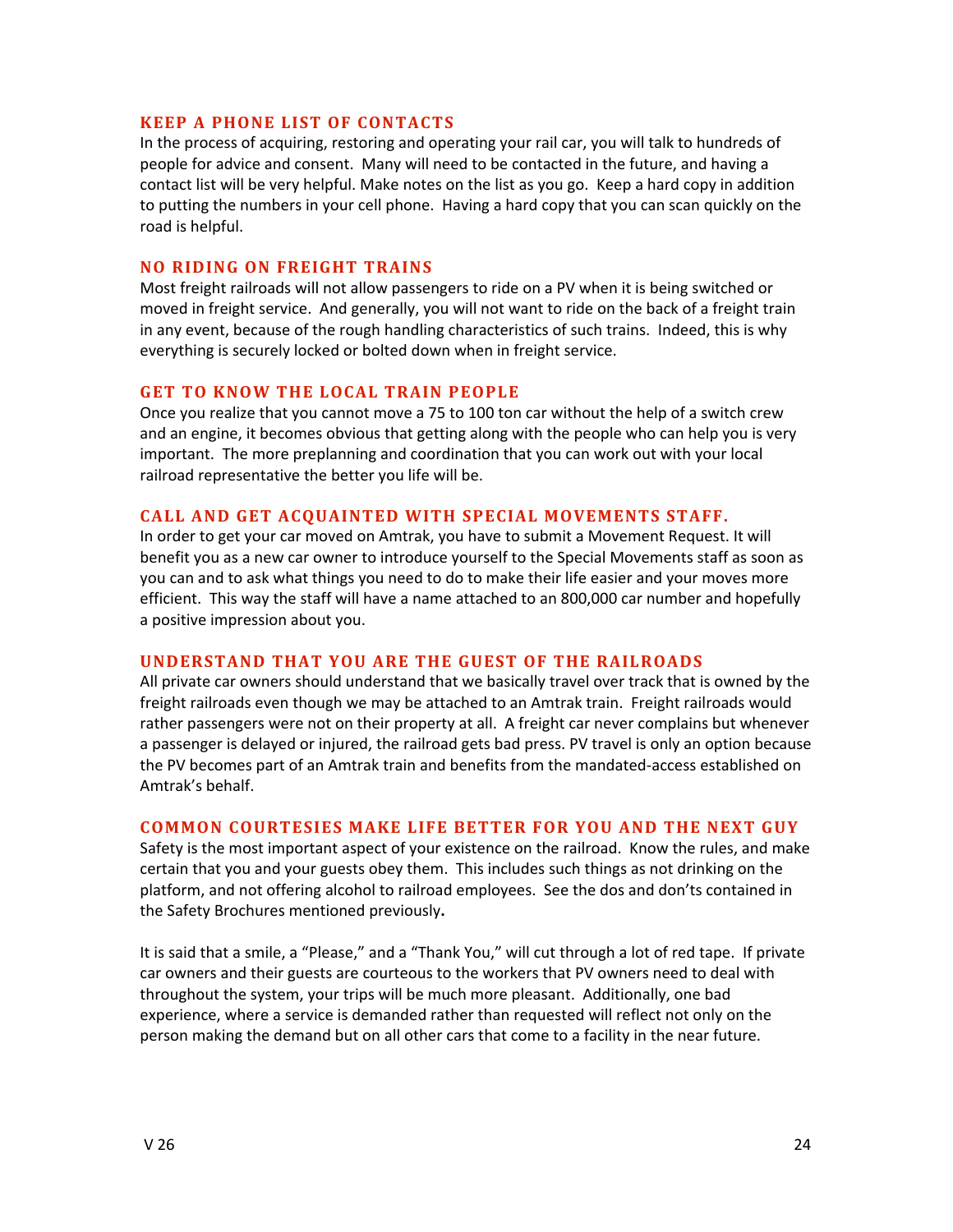### KEEP A PHONE LIST OF CONTACTS

In the process of acquiring, restoring and operating your rail car, you will talk to hundreds of people for advice and consent. Many will need to be contacted in the future, and having a contact list will be very helpful. Make notes on the list as you go. Keep a hard copy in addition to putting the numbers in your cell phone. Having a hard copy that you can scan quickly on the road is helpful.

### NO RIDING ON FREIGHT TRAINS

Most freight railroads will not allow passengers to ride on a PV when it is being switched or moved in freight service. And generally, you will not want to ride on the back of a freight train in any event, because of the rough handling characteristics of such trains. Indeed, this is why everything is securely locked or bolted down when in freight service.

### GET TO KNOW THE LOCAL TRAIN PEOPLE

Once you realize that you cannot move a 75 to 100 ton car without the help of a switch crew and an engine, it becomes obvious that getting along with the people who can help you is very important. The more preplanning and coordination that you can work out with your local railroad representative the better you life will be.

### CALL AND GET ACQUAINTED WITH SPECIAL MOVEMENTS STAFF.

In order to get your car moved on Amtrak, you have to submit a Movement Request. It will benefit you as a new car owner to introduce yourself to the Special Movements staff as soon as you can and to ask what things you need to do to make their life easier and your moves more efficient. This way the staff will have a name attached to an 800,000 car number and hopefully a positive impression about you.

### UNDERSTAND THAT YOU ARE THE GUEST OF THE RAILROADS

All private car owners should understand that we basically travel over track that is owned by the freight railroads even though we may be attached to an Amtrak train. Freight railroads would rather passengers were not on their property at all. A freight car never complains but whenever a passenger is delayed or injured, the railroad gets bad press. PV travel is only an option because the PV becomes part of an Amtrak train and benefits from the mandated-access established on Amtrak's behalf.

### COMMON COURTESIES MAKE LIFE BETTER FOR YOU AND THE NEXT GUY

Safety is the most important aspect of your existence on the railroad. Know the rules, and make certain that you and your guests obey them. This includes such things as not drinking on the platform, and not offering alcohol to railroad employees. See the dos and don'ts contained in the Safety Brochures mentioned previously**.**

It is said that a smile, a "Please," and a "Thank You," will cut through a lot of red tape. If private car owners and their guests are courteous to the workers that PV owners need to deal with throughout the system, your trips will be much more pleasant. Additionally, one bad experience, where a service is demanded rather than requested will reflect not only on the person making the demand but on all other cars that come to a facility in the near future.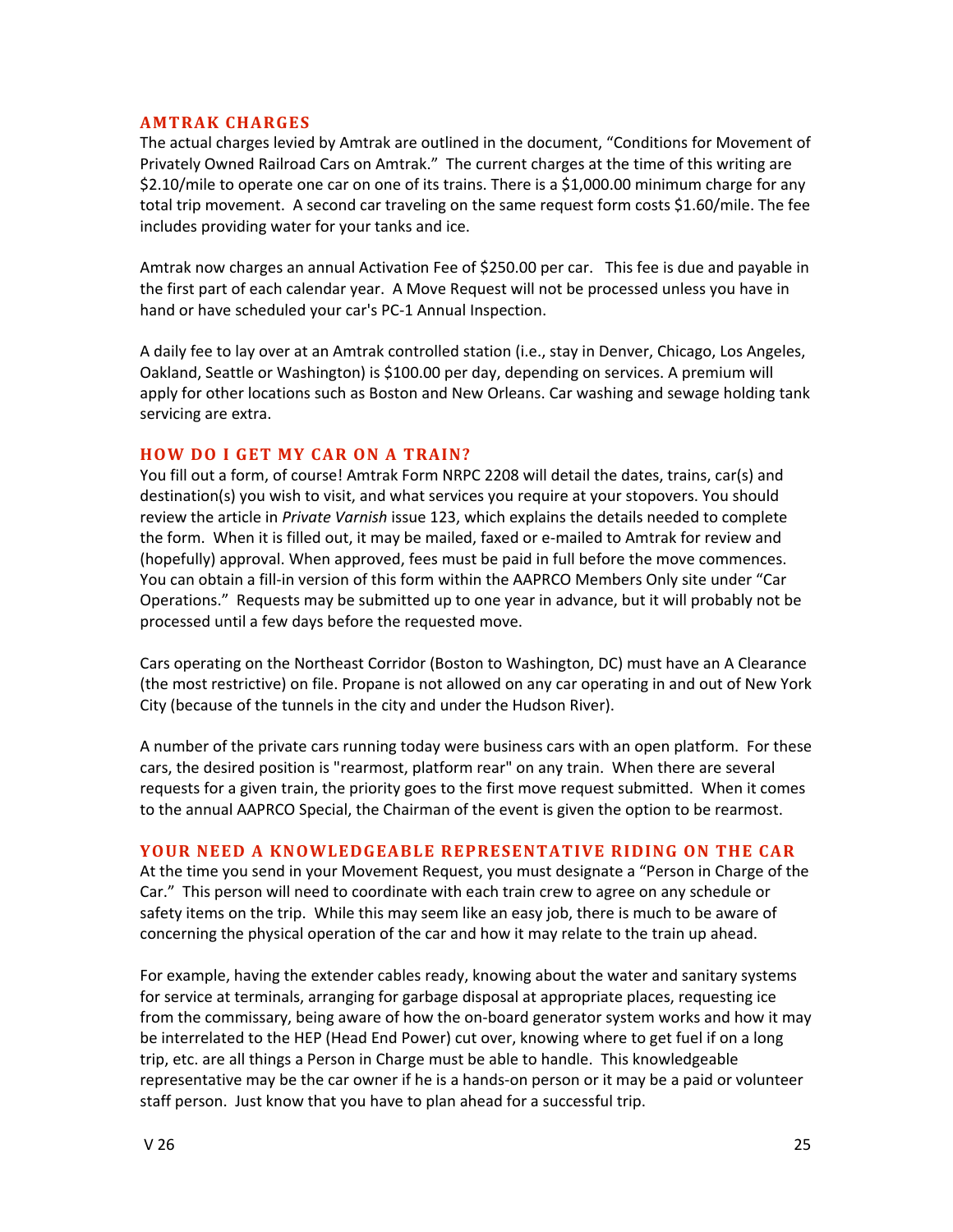## AMTRAK CHARGES

The actual charges levied by Amtrak are outlined in the document, "Conditions for Movement of Privately Owned Railroad Cars on Amtrak." The current charges at the time of this writing are $2.10/mile to operate one car on one of its trains. There is a $1,000.00 minimum charge for any total trip movement. A second car traveling on the same request form costs $1.60/mile. The fee includes providing water for your tanks and ice.

Amtrak now charges an annual Activation Fee of $250.00 per car. This fee is due and payable in the first part of each calendar year. A Move Request will not be processed unless you have in hand or have scheduled your car's PC-1 Annual Inspection.

A daily fee to lay over at an Amtrak controlled station (i.e., stay in Denver, Chicago, Los Angeles, Oakland, Seattle or Washington) is $100.00 per day, depending on services. A premium will apply for other locations such as Boston and New Orleans. Car washing and sewage holding tank servicing are extra.

## HOW DO I GET MY CAR ON A TRAIN?

You fill out a form, of course! Amtrak Form NRPC 2208 will detail the dates, trains, car(s) and destination(s) you wish to visit, and what services you require at your stopovers. You should review the article in *Private Varnish* issue 123, which explains the details needed to complete the form. When it is filled out, it may be mailed, faxed or e-mailed to Amtrak for review and (hopefully) approval. When approved, fees must be paid in full before the move commences. You can obtain a fill-in version of this form within the AAPRCO Members Only site under "Car Operations." Requests may be submitted up to one year in advance, but it will probably not be processed until a few days before the requested move.

Cars operating on the Northeast Corridor (Boston to Washington, DC) must have an A Clearance (the most restrictive) on file. Propane is not allowed on any car operating in and out of New York City (because of the tunnels in the city and under the Hudson River).

A number of the private cars running today were business cars with an open platform. For these cars, the desired position is "rearmost, platform rear" on any train. When there are several requests for a given train, the priority goes to the first move request submitted. When it comes to the annual AAPRCO Special, the Chairman of the event is given the option to be rearmost.

## YOUR NEED A KNOWLEDGEABLE REPRESENTATIVE RIDING ON THE CAR

At the time you send in your Movement Request, you must designate a "Person in Charge of the Car." This person will need to coordinate with each train crew to agree on any schedule or safety items on the trip. While this may seem like an easy job, there is much to be aware of concerning the physical operation of the car and how it may relate to the train up ahead.

For example, having the extender cables ready, knowing about the water and sanitary systems for service at terminals, arranging for garbage disposal at appropriate places, requesting ice from the commissary, being aware of how the on-board generator system works and how it may be interrelated to the HEP (Head End Power) cut over, knowing where to get fuel if on a long trip, etc. are all things a Person in Charge must be able to handle. This knowledgeable representative may be the car owner if he is a hands-on person or it may be a paid or volunteer staff person. Just know that you have to plan ahead for a successful trip.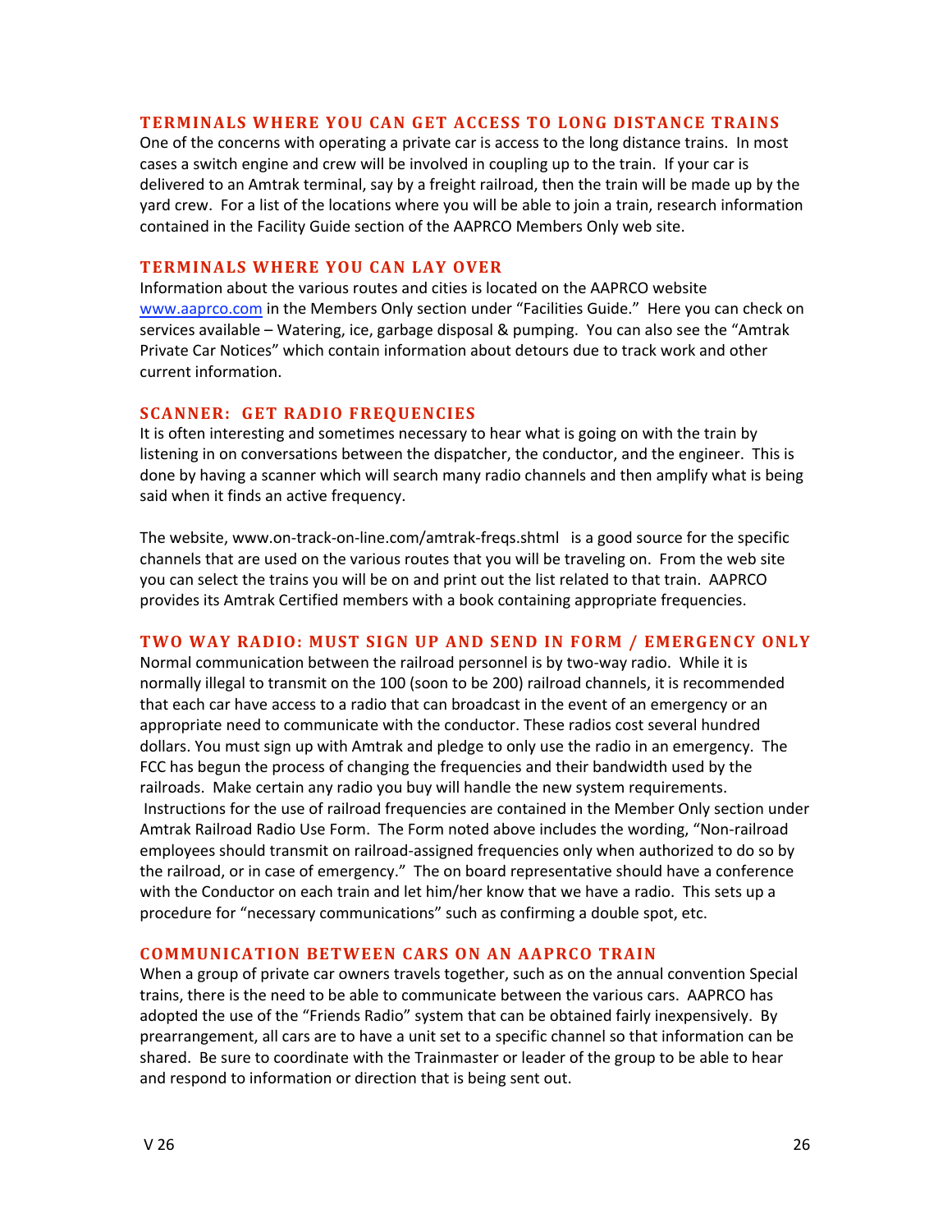## TERMINALS WHERE YOU CAN GET ACCESS TO LONG DISTANCE TRAINS

One of the concerns with operating a private car is access to the long distance trains. In most cases a switch engine and crew will be involved in coupling up to the train. If your car is delivered to an Amtrak terminal, say by a freight railroad, then the train will be made up by the yard crew. For a list of the locations where you will be able to join a train, research information contained in the Facility Guide section of the AAPRCO Members Only web site.

## TERMINALS WHERE YOU CAN LAY OVER

Information about the various routes and cities is located on the AAPRCO website www.aaprco.com in the Members Only section under "Facilities Guide." Here you can check on services available – Watering, ice, garbage disposal & pumping. You can also see the "Amtrak Private Car Notices" which contain information about detours due to track work and other current information.

## SCANNER: GET RADIO FREQUENCIES

It is often interesting and sometimes necessary to hear what is going on with the train by listening in on conversations between the dispatcher, the conductor, and the engineer. This is done by having a scanner which will search many radio channels and then amplify what is being said when it finds an active frequency.

The website, www.on-track-on-line.com/amtrak-freqs.shtml is a good source for the specific channels that are used on the various routes that you will be traveling on. From the web site you can select the trains you will be on and print out the list related to that train. AAPRCO provides its Amtrak Certified members with a book containing appropriate frequencies.

## TWO WAY RADIO: MUST SIGN UP AND SEND IN FORM / EMERGENCY ONLY

Normal communication between the railroad personnel is by two-way radio. While it is normally illegal to transmit on the 100 (soon to be 200) railroad channels, it is recommended that each car have access to a radio that can broadcast in the event of an emergency or an appropriate need to communicate with the conductor. These radios cost several hundred dollars. You must sign up with Amtrak and pledge to only use the radio in an emergency. The FCC has begun the process of changing the frequencies and their bandwidth used by the railroads. Make certain any radio you buy will handle the new system requirements. Instructions for the use of railroad frequencies are contained in the Member Only section under Amtrak Railroad Radio Use Form. The Form noted above includes the wording, "Non-railroad employees should transmit on railroad-assigned frequencies only when authorized to do so by the railroad, or in case of emergency." The on board representative should have a conference with the Conductor on each train and let him/her know that we have a radio. This sets up a procedure for "necessary communications" such as confirming a double spot, etc.

## COMMUNICATION BETWEEN CARS ON AN AAPRCO TRAIN

When a group of private car owners travels together, such as on the annual convention Special trains, there is the need to be able to communicate between the various cars. AAPRCO has adopted the use of the "Friends Radio" system that can be obtained fairly inexpensively. By prearrangement, all cars are to have a unit set to a specific channel so that information can be shared. Be sure to coordinate with the Trainmaster or leader of the group to be able to hear and respond to information or direction that is being sent out.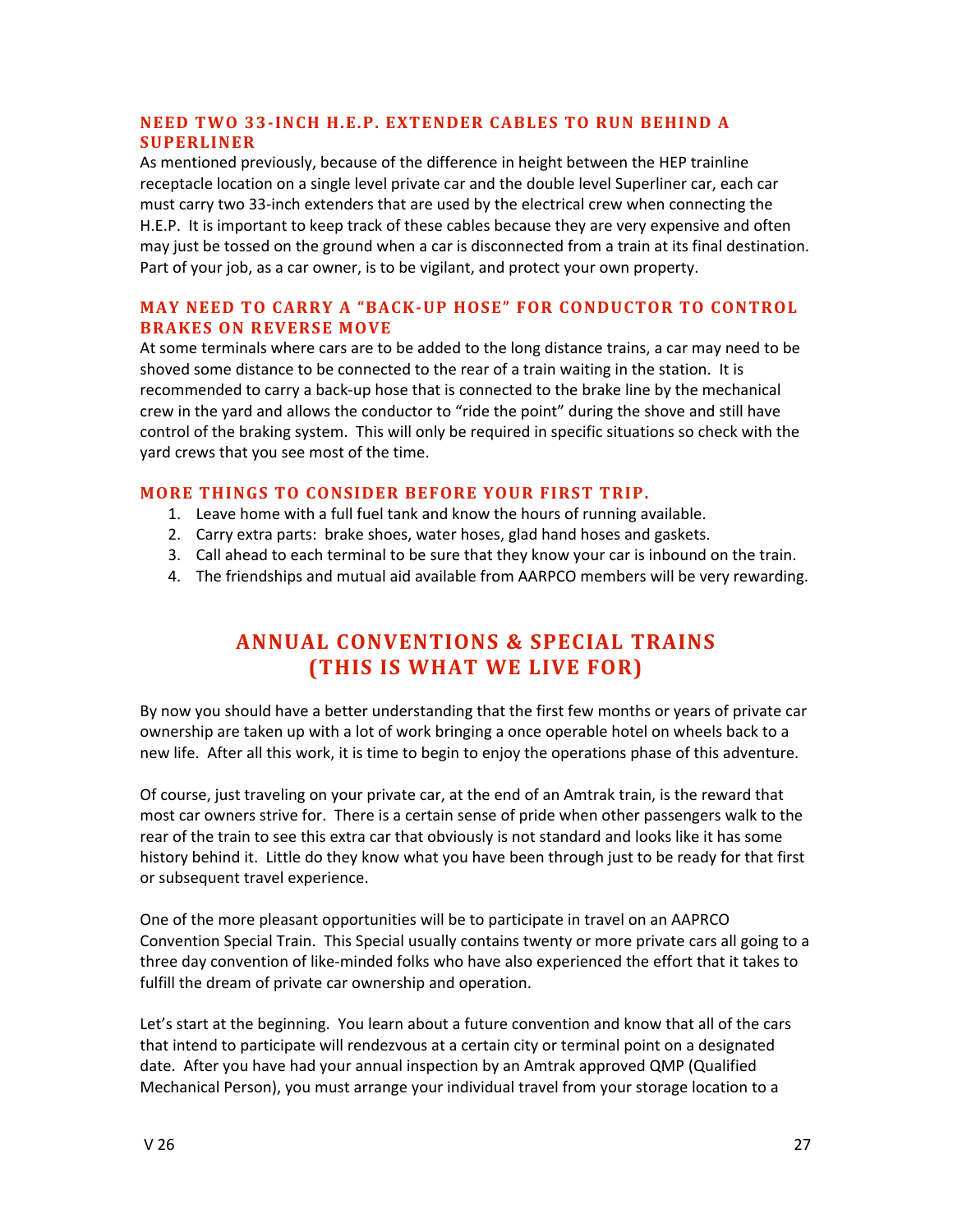### NEED TWO 33-INCH H.E.P. EXTENDER CABLES TO RUN BEHIND A SUPERLINER

As mentioned previously, because of the difference in height between the HEP trainline receptacle location on a single level private car and the double level Superliner car, each car must carry two 33-inch extenders that are used by the electrical crew when connecting the H.E.P. It is important to keep track of these cables because they are very expensive and often may just be tossed on the ground when a car is disconnected from a train at its final destination. Part of your job, as a car owner, is to be vigilant, and protect your own property.

### MAY NEED TO CARRY A "BACK-UP HOSE" FOR CONDUCTOR TO CONTROL BRAKES ON REVERSE MOVE

At some terminals where cars are to be added to the long distance trains, a car may need to be shoved some distance to be connected to the rear of a train waiting in the station. It is recommended to carry a back-up hose that is connected to the brake line by the mechanical crew in the yard and allows the conductor to "ride the point" during the shove and still have control of the braking system. This will only be required in specific situations so check with the yard crews that you see most of the time.

### MORE THINGS TO CONSIDER BEFORE YOUR FIRST TRIP.

1. Leave home with a full fuel tank and know the hours of running available.
2. Carry extra parts: brake shoes, water hoses, glad hand hoses and gaskets.
3. Call ahead to each terminal to be sure that they know your car is inbound on the train.
4. The friendships and mutual aid available from AARPCO members will be very rewarding.

## ANNUAL CONVENTIONS & SPECIAL TRAINS (THIS IS WHAT WE LIVE FOR)

By now you should have a better understanding that the first few months or years of private car ownership are taken up with a lot of work bringing a once operable hotel on wheels back to a new life. After all this work, it is time to begin to enjoy the operations phase of this adventure.

Of course, just traveling on your private car, at the end of an Amtrak train, is the reward that most car owners strive for. There is a certain sense of pride when other passengers walk to the rear of the train to see this extra car that obviously is not standard and looks like it has some history behind it. Little do they know what you have been through just to be ready for that first or subsequent travel experience.

One of the more pleasant opportunities will be to participate in travel on an AAPRCO Convention Special Train. This Special usually contains twenty or more private cars all going to a three day convention of like-minded folks who have also experienced the effort that it takes to fulfill the dream of private car ownership and operation.

Let's start at the beginning. You learn about a future convention and know that all of the cars that intend to participate will rendezvous at a certain city or terminal point on a designated date. After you have had your annual inspection by an Amtrak approved QMP (Qualified Mechanical Person), you must arrange your individual travel from your storage location to a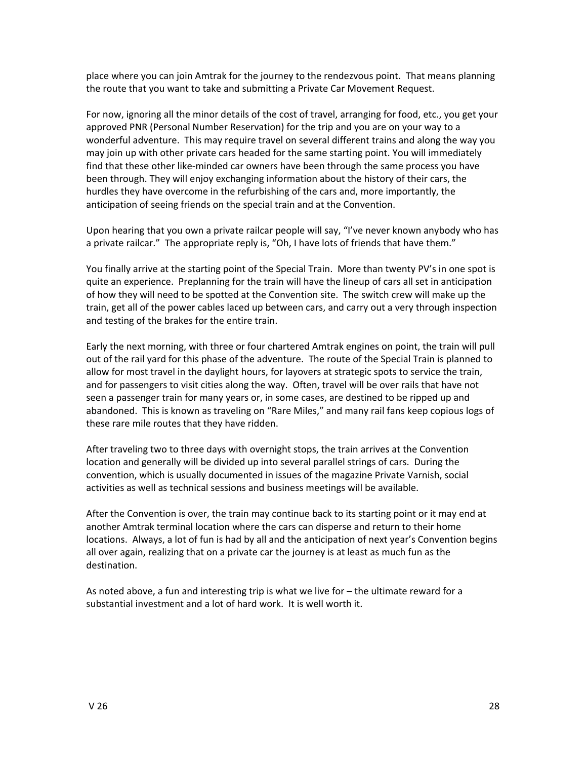place where you can join Amtrak for the journey to the rendezvous point. That means planning the route that you want to take and submitting a Private Car Movement Request.

For now, ignoring all the minor details of the cost of travel, arranging for food, etc., you get your approved PNR (Personal Number Reservation) for the trip and you are on your way to a wonderful adventure. This may require travel on several different trains and along the way you may join up with other private cars headed for the same starting point. You will immediately find that these other like-minded car owners have been through the same process you have been through. They will enjoy exchanging information about the history of their cars, the hurdles they have overcome in the refurbishing of the cars and, more importantly, the anticipation of seeing friends on the special train and at the Convention.

Upon hearing that you own a private railcar people will say, “I’ve never known anybody who has a private railcar.” The appropriate reply is, “Oh, I have lots of friends that have them.”

You finally arrive at the starting point of the Special Train. More than twenty PV’s in one spot is quite an experience. Preplanning for the train will have the lineup of cars all set in anticipation of how they will need to be spotted at the Convention site. The switch crew will make up the train, get all of the power cables laced up between cars, and carry out a very through inspection and testing of the brakes for the entire train.

Early the next morning, with three or four chartered Amtrak engines on point, the train will pull out of the rail yard for this phase of the adventure. The route of the Special Train is planned to allow for most travel in the daylight hours, for layovers at strategic spots to service the train, and for passengers to visit cities along the way. Often, travel will be over rails that have not seen a passenger train for many years or, in some cases, are destined to be ripped up and abandoned. This is known as traveling on “Rare Miles,” and many rail fans keep copious logs of these rare mile routes that they have ridden.

After traveling two to three days with overnight stops, the train arrives at the Convention location and generally will be divided up into several parallel strings of cars. During the convention, which is usually documented in issues of the magazine Private Varnish, social activities as well as technical sessions and business meetings will be available.

After the Convention is over, the train may continue back to its starting point or it may end at another Amtrak terminal location where the cars can disperse and return to their home locations. Always, a lot of fun is had by all and the anticipation of next year’s Convention begins all over again, realizing that on a private car the journey is at least as much fun as the destination.

As noted above, a fun and interesting trip is what we live for – the ultimate reward for a substantial investment and a lot of hard work. It is well worth it.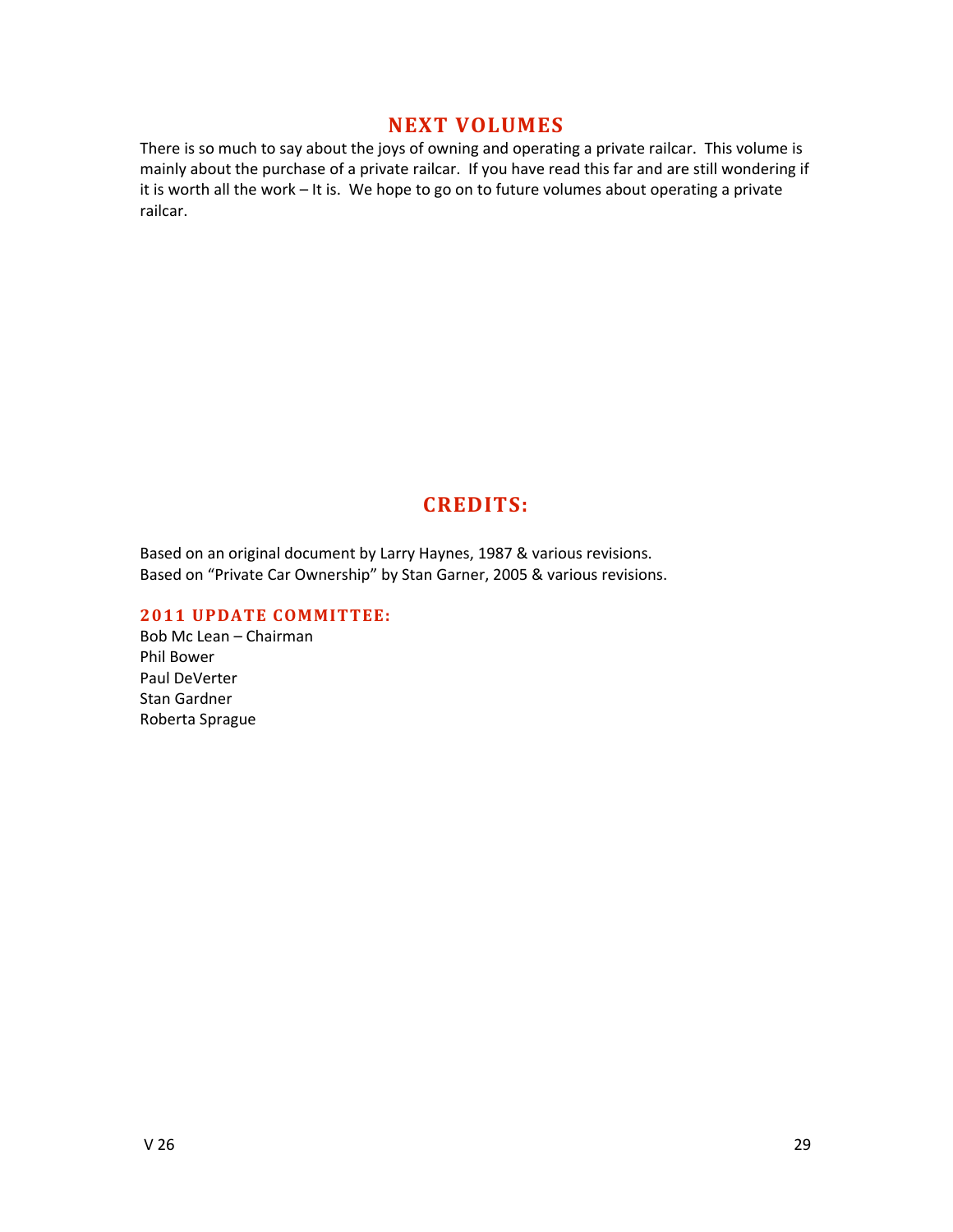## NEXT VOLUMES

There is so much to say about the joys of owning and operating a private railcar. This volume is mainly about the purchase of a private railcar. If you have read this far and are still wondering if it is worth all the work – It is. We hope to go on to future volumes about operating a private railcar.

## CREDITS:

Based on an original document by Larry Haynes, 1987 & various revisions.
Based on "Private Car Ownership" by Stan Garner, 2005 & various revisions.

### 2011 UPDATE COMMITTEE:

Bob Mc Lean – Chairman
Phil Bower
Paul DeVerter
Stan Gardner
Roberta Sprague